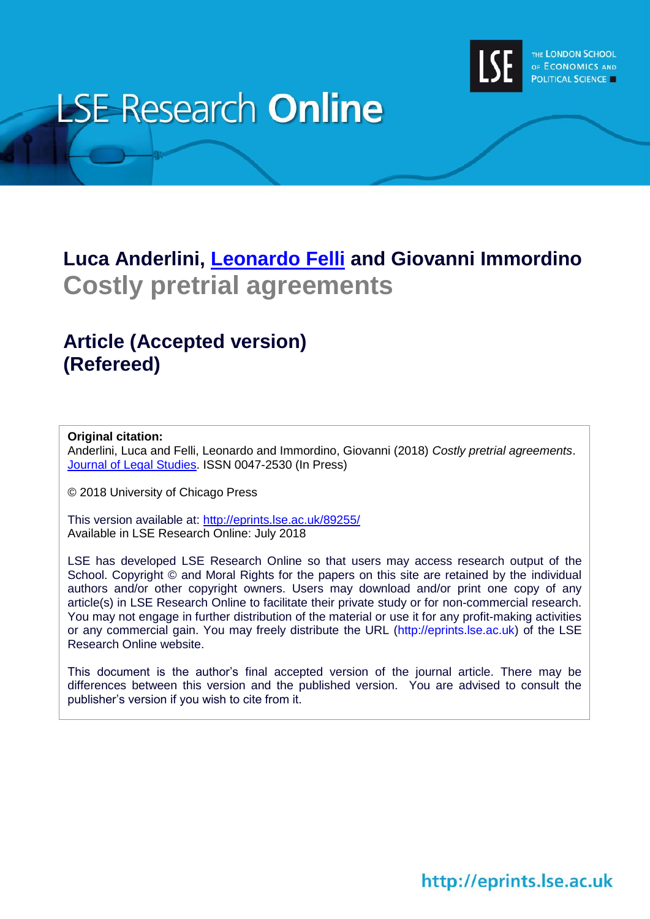LSE Research **Online**

THE LONDON SCHOOL OF ECONOMICS AND POLITICAL SCIENCE

## Luca Anderlini, Leonardo Felli and Giovanni Immordino

# Costly pretrial agreements

## Article (Accepted version) (Refereed)

**Original citation:**
Anderlini, Luca and Felli, Leonardo and Immordino, Giovanni (2018) *Costly pretrial agreements*. Journal of Legal Studies. ISSN 0047-2530 (In Press)

© 2018 University of Chicago Press

This version available at: http://eprints.lse.ac.uk/89255/
Available in LSE Research Online: July 2018

LSE has developed LSE Research Online so that users may access research output of the School. Copyright © and Moral Rights for the papers on this site are retained by the individual authors and/or other copyright owners. Users may download and/or print one copy of any article(s) in LSE Research Online to facilitate their private study or for non-commercial research. You may not engage in further distribution of the material or use it for any profit-making activities or any commercial gain. You may freely distribute the URL (http://eprints.lse.ac.uk) of the LSE Research Online website.

This document is the author's final accepted version of the journal article. There may be differences between this version and the published version. You are advised to consult the publisher's version if you wish to cite from it.

http://eprints.lse.ac.uk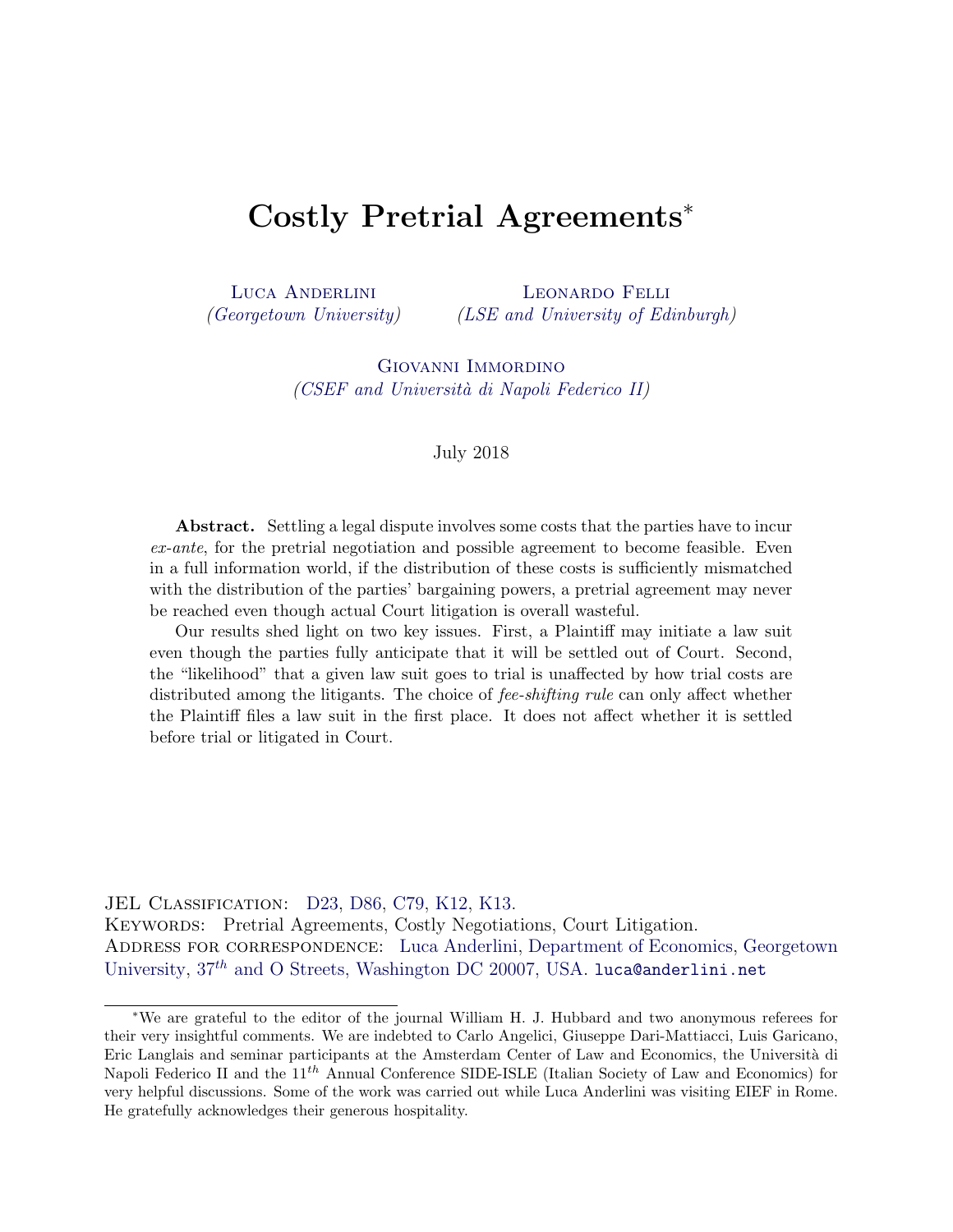# Costly Pretrial Agreements*

Luca Anderlini
*(Georgetown University)*

Leonardo Felli
*(LSE and University of Edinburgh)*

Giovanni Immordino
*(CSEF and Università di Napoli Federico II)*

July 2018

**Abstract.** Settling a legal dispute involves some costs that the parties have to incur *ex-ante*, for the pretrial negotiation and possible agreement to become feasible. Even in a full information world, if the distribution of these costs is sufficiently mismatched with the distribution of the parties' bargaining powers, a pretrial agreement may never be reached even though actual Court litigation is overall wasteful.

Our results shed light on two key issues. First, a Plaintiff may initiate a law suit even though the parties fully anticipate that it will be settled out of Court. Second, the "likelihood" that a given law suit goes to trial is unaffected by how trial costs are distributed among the litigants. The choice of *fee-shifting rule* can only affect whether the Plaintiff files a law suit in the first place. It does not affect whether it is settled before trial or litigated in Court.

JEL Classification: D23, D86, C79, K12, K13.
Keywords: Pretrial Agreements, Costly Negotiations, Court Litigation.
Address for correspondence: Luca Anderlini, Department of Economics, Georgetown University, $37^{th}$ and O Streets, Washington DC 20007, USA. luca@anderlini.net

---

*We are grateful to the editor of the journal William H. J. Hubbard and two anonymous referees for their very insightful comments. We are indebted to Carlo Angelici, Giuseppe Dari-Mattiacci, Luis Garicano, Eric Langlais and seminar participants at the Amsterdam Center of Law and Economics, the Università di Napoli Federico II and the $11^{th}$ Annual Conference SIDE-ISLE (Italian Society of Law and Economics) for very helpful discussions. Some of the work was carried out while Luca Anderlini was visiting EIEF in Rome. He gratefully acknowledges their generous hospitality.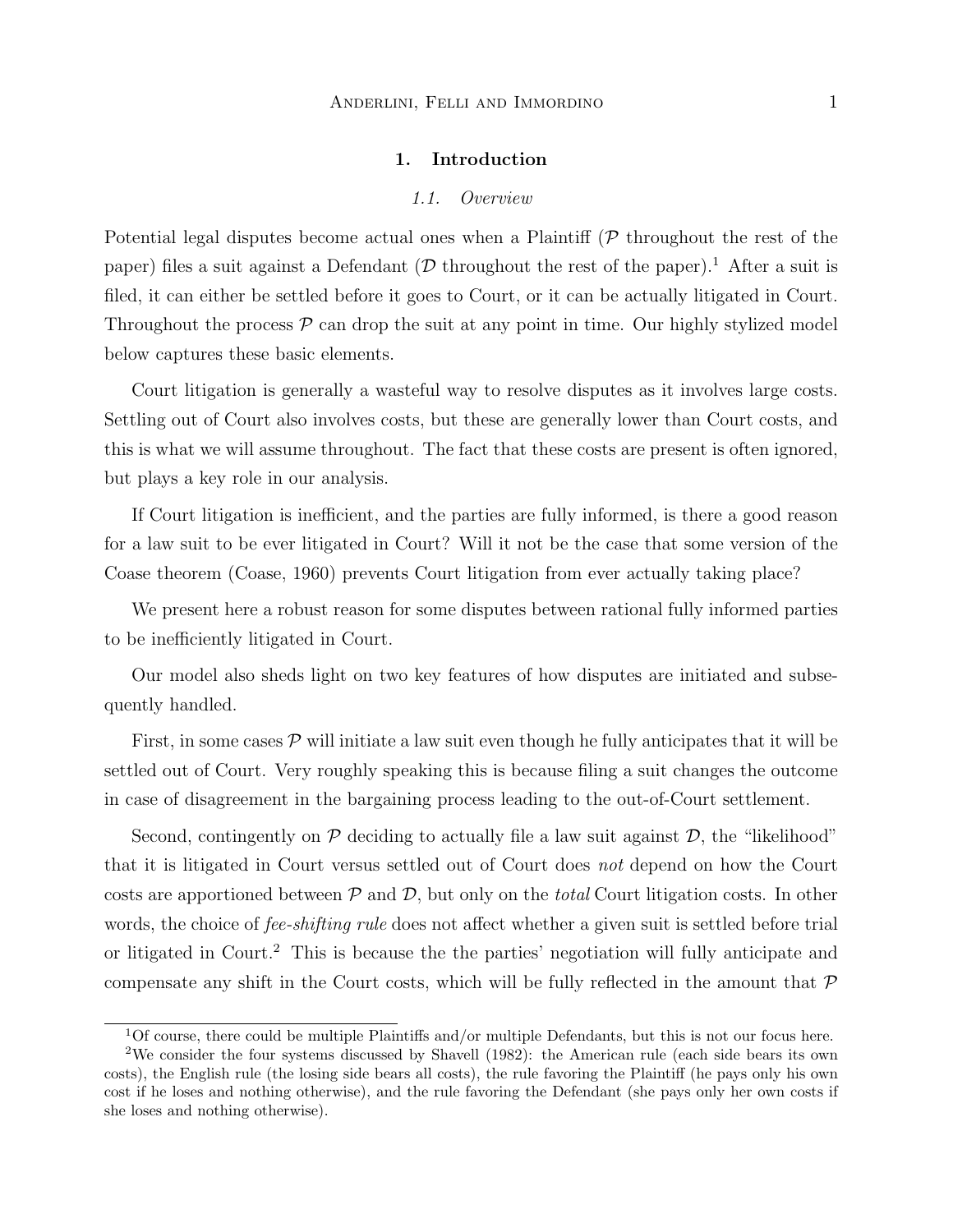## 1. Introduction

### 1.1. Overview

Potential legal disputes become actual ones when a Plaintiff ($\mathcal{P}$ throughout the rest of the paper) files a suit against a Defendant ($\mathcal{D}$ throughout the rest of the paper).[1] After a suit is filed, it can either be settled before it goes to Court, or it can be actually litigated in Court. Throughout the process $\mathcal{P}$ can drop the suit at any point in time. Our highly stylized model below captures these basic elements.

Court litigation is generally a wasteful way to resolve disputes as it involves large costs. Settling out of Court also involves costs, but these are generally lower than Court costs, and this is what we will assume throughout. The fact that these costs are present is often ignored, but plays a key role in our analysis.

If Court litigation is inefficient, and the parties are fully informed, is there a good reason for a law suit to be ever litigated in Court? Will it not be the case that some version of the Coase theorem (Coase, 1960) prevents Court litigation from ever actually taking place?

We present here a robust reason for some disputes between rational fully informed parties to be inefficiently litigated in Court.

Our model also sheds light on two key features of how disputes are initiated and subsequently handled.

First, in some cases $\mathcal{P}$ will initiate a law suit even though he fully anticipates that it will be settled out of Court. Very roughly speaking this is because filing a suit changes the outcome in case of disagreement in the bargaining process leading to the out-of-Court settlement.

Second, contingently on $\mathcal{P}$ deciding to actually file a law suit against $\mathcal{D}$, the "likelihood" that it is litigated in Court versus settled out of Court does *not* depend on how the Court costs are apportioned between $\mathcal{P}$ and $\mathcal{D}$, but only on the *total* Court litigation costs. In other words, the choice of *fee-shifting rule* does not affect whether a given suit is settled before trial or litigated in Court.[2] This is because the the parties' negotiation will fully anticipate and compensate any shift in the Court costs, which will be fully reflected in the amount that $\mathcal{P}$

---

[1] Of course, there could be multiple Plaintiffs and/or multiple Defendants, but this is not our focus here.

[2] We consider the four systems discussed by Shavell (1982): the American rule (each side bears its own costs), the English rule (the losing side bears all costs), the rule favoring the Plaintiff (he pays only his own cost if he loses and nothing otherwise), and the rule favoring the Defendant (she pays only her own costs if she loses and nothing otherwise).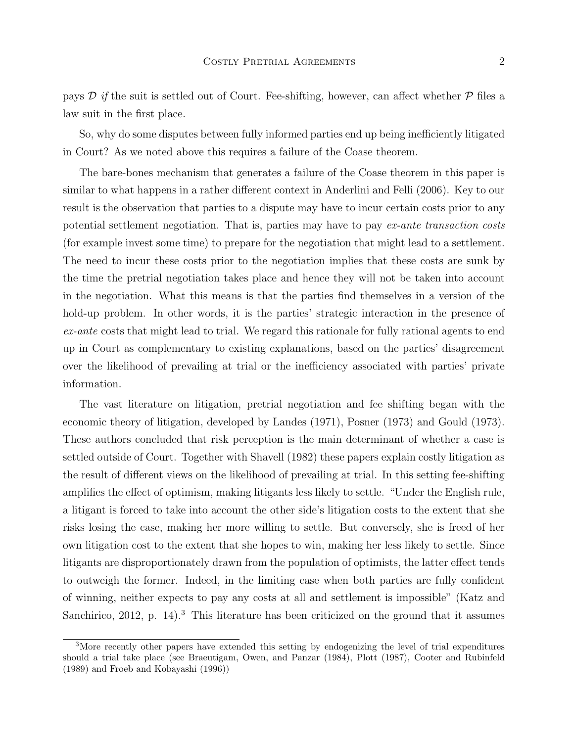pays $\mathcal{D}$ *if* the suit is settled out of Court. Fee-shifting, however, can affect whether $\mathcal{P}$ files a law suit in the first place.

So, why do some disputes between fully informed parties end up being inefficiently litigated in Court? As we noted above this requires a failure of the Coase theorem.

The bare-bones mechanism that generates a failure of the Coase theorem in this paper is similar to what happens in a rather different context in Anderlini and Felli (2006). Key to our result is the observation that parties to a dispute may have to incur certain costs prior to any potential settlement negotiation. That is, parties may have to pay *ex-ante transaction costs* (for example invest some time) to prepare for the negotiation that might lead to a settlement. The need to incur these costs prior to the negotiation implies that these costs are sunk by the time the pretrial negotiation takes place and hence they will not be taken into account in the negotiation. What this means is that the parties find themselves in a version of the hold-up problem. In other words, it is the parties' strategic interaction in the presence of *ex-ante* costs that might lead to trial. We regard this rationale for fully rational agents to end up in Court as complementary to existing explanations, based on the parties' disagreement over the likelihood of prevailing at trial or the inefficiency associated with parties' private information.

The vast literature on litigation, pretrial negotiation and fee shifting began with the economic theory of litigation, developed by Landes (1971), Posner (1973) and Gould (1973). These authors concluded that risk perception is the main determinant of whether a case is settled outside of Court. Together with Shavell (1982) these papers explain costly litigation as the result of different views on the likelihood of prevailing at trial. In this setting fee-shifting amplifies the effect of optimism, making litigants less likely to settle. "Under the English rule, a litigant is forced to take into account the other side's litigation costs to the extent that she risks losing the case, making her more willing to settle. But conversely, she is freed of her own litigation cost to the extent that she hopes to win, making her less likely to settle. Since litigants are disproportionately drawn from the population of optimists, the latter effect tends to outweigh the former. Indeed, in the limiting case when both parties are fully confident of winning, neither expects to pay any costs at all and settlement is impossible" (Katz and Sanchirico, 2012, p. 14).[3] This literature has been criticized on the ground that it assumes

[3] More recently other papers have extended this setting by endogenizing the level of trial expenditures should a trial take place (see Braeutigam, Owen, and Panzar (1984), Plott (1987), Cooter and Rubinfeld (1989) and Froeb and Kobayashi (1996))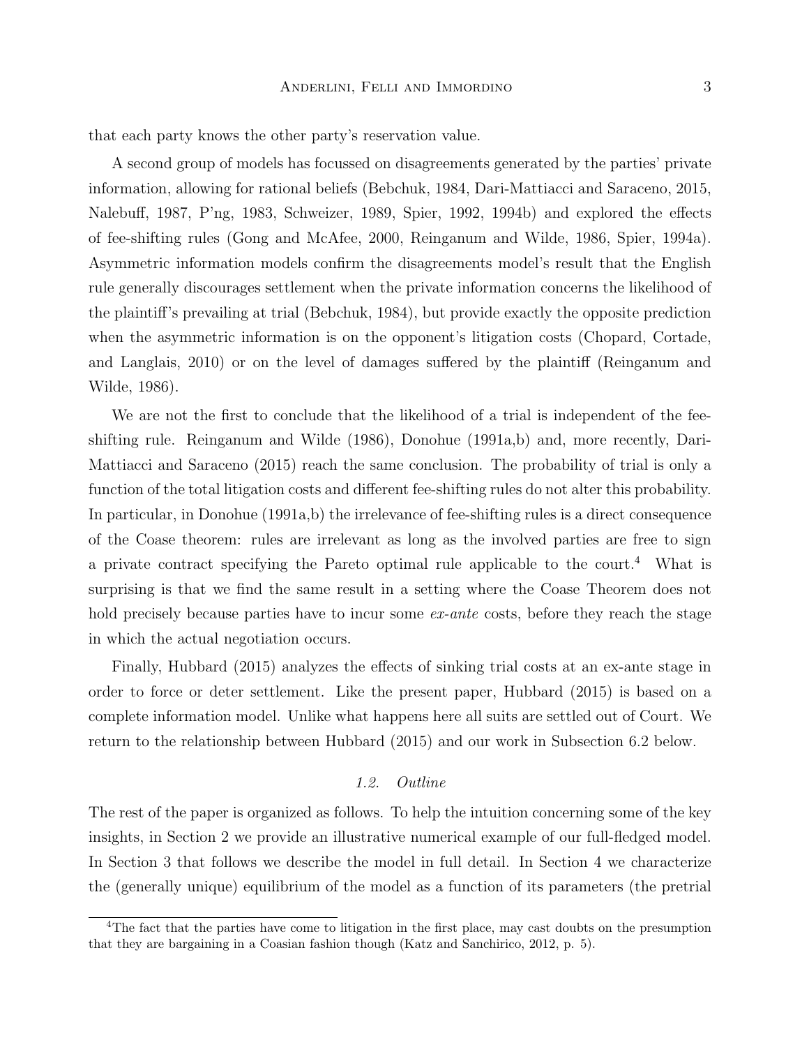that each party knows the other party's reservation value.

A second group of models has focussed on disagreements generated by the parties' private information, allowing for rational beliefs (Bebchuk, 1984, Dari-Mattiacci and Saraceno, 2015, Nalebuff, 1987, P'ng, 1983, Schweizer, 1989, Spier, 1992, 1994b) and explored the effects of fee-shifting rules (Gong and McAfee, 2000, Reinganum and Wilde, 1986, Spier, 1994a). Asymmetric information models confirm the disagreements model's result that the English rule generally discourages settlement when the private information concerns the likelihood of the plaintiff's prevailing at trial (Bebchuk, 1984), but provide exactly the opposite prediction when the asymmetric information is on the opponent's litigation costs (Chopard, Cortade, and Langlais, 2010) or on the level of damages suffered by the plaintiff (Reinganum and Wilde, 1986).

We are not the first to conclude that the likelihood of a trial is independent of the fee-shifting rule. Reinganum and Wilde (1986), Donohue (1991a,b) and, more recently, Dari-Mattiacci and Saraceno (2015) reach the same conclusion. The probability of trial is only a function of the total litigation costs and different fee-shifting rules do not alter this probability. In particular, in Donohue (1991a,b) the irrelevance of fee-shifting rules is a direct consequence of the Coase theorem: rules are irrelevant as long as the involved parties are free to sign a private contract specifying the Pareto optimal rule applicable to the court.[4] What is surprising is that we find the same result in a setting where the Coase Theorem does not hold precisely because parties have to incur some *ex-ante* costs, before they reach the stage in which the actual negotiation occurs.

Finally, Hubbard (2015) analyzes the effects of sinking trial costs at an ex-ante stage in order to force or deter settlement. Like the present paper, Hubbard (2015) is based on a complete information model. Unlike what happens here all suits are settled out of Court. We return to the relationship between Hubbard (2015) and our work in Subsection 6.2 below.

### *1.2. Outline*

The rest of the paper is organized as follows. To help the intuition concerning some of the key insights, in Section 2 we provide an illustrative numerical example of our full-fledged model. In Section 3 that follows we describe the model in full detail. In Section 4 we characterize the (generally unique) equilibrium of the model as a function of its parameters (the pretrial

---

[4] The fact that the parties have come to litigation in the first place, may cast doubts on the presumption that they are bargaining in a Coasian fashion though (Katz and Sanchirico, 2012, p. 5).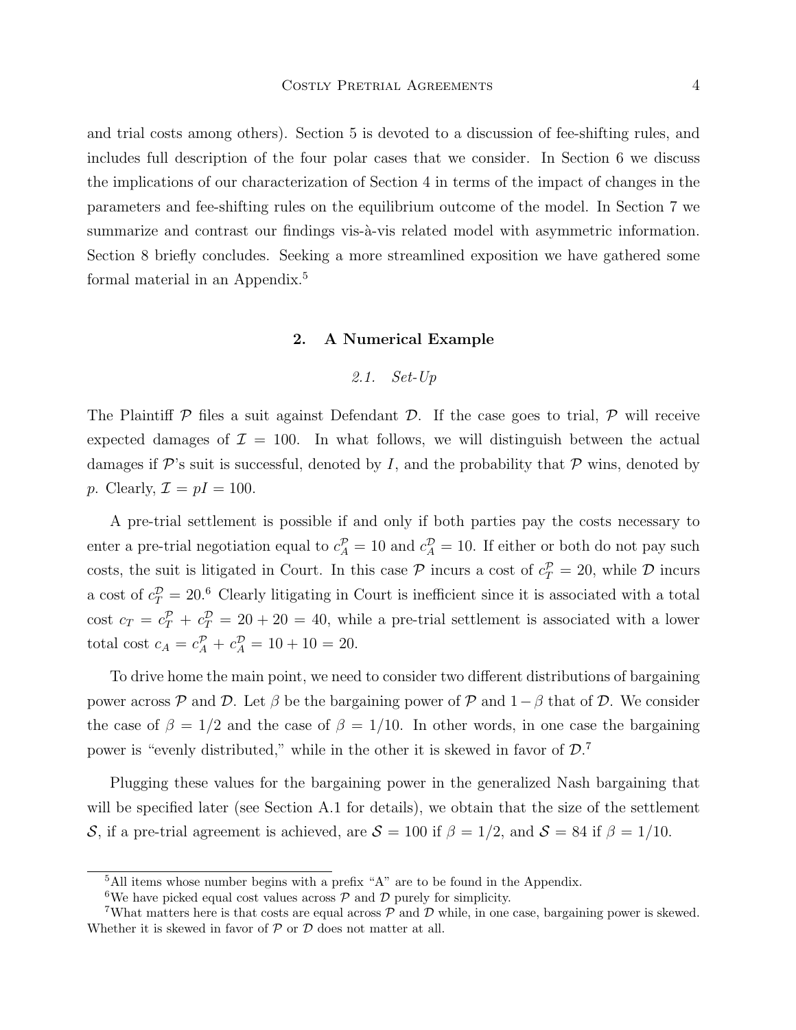and trial costs among others). Section 5 is devoted to a discussion of fee-shifting rules, and includes full description of the four polar cases that we consider. In Section 6 we discuss the implications of our characterization of Section 4 in terms of the impact of changes in the parameters and fee-shifting rules on the equilibrium outcome of the model. In Section 7 we summarize and contrast our findings vis-à-vis related model with asymmetric information. Section 8 briefly concludes. Seeking a more streamlined exposition we have gathered some formal material in an Appendix.[5]

## 2. A Numerical Example

### *2.1. Set-Up*

The Plaintiff $\mathcal{P}$ files a suit against Defendant $\mathcal{D}$. If the case goes to trial, $\mathcal{P}$ will receive expected damages of $\mathcal{I} = 100$. In what follows, we will distinguish between the actual damages if $\mathcal{P}$'s suit is successful, denoted by $I$, and the probability that $\mathcal{P}$ wins, denoted by $p$. Clearly, $\mathcal{I} = pI = 100$.

A pre-trial settlement is possible if and only if both parties pay the costs necessary to enter a pre-trial negotiation equal to $c_A^{\mathcal{P}} = 10$ and $c_A^{\mathcal{D}} = 10$. If either or both do not pay such costs, the suit is litigated in Court. In this case $\mathcal{P}$ incurs a cost of $c_T^{\mathcal{P}} = 20$, while $\mathcal{D}$ incurs a cost of $c_T^{\mathcal{D}} = 20$.[6] Clearly litigating in Court is inefficient since it is associated with a total cost $c_T = c_T^{\mathcal{P}} + c_T^{\mathcal{D}} = 20 + 20 = 40$, while a pre-trial settlement is associated with a lower total cost $c_A = c_A^{\mathcal{P}} + c_A^{\mathcal{D}} = 10 + 10 = 20$.

To drive home the main point, we need to consider two different distributions of bargaining power across $\mathcal{P}$ and $\mathcal{D}$. Let $\beta$ be the bargaining power of $\mathcal{P}$ and $1 - \beta$ that of $\mathcal{D}$. We consider the case of $\beta = 1/2$ and the case of $\beta = 1/10$. In other words, in one case the bargaining power is "evenly distributed," while in the other it is skewed in favor of $\mathcal{D}$.[7]

Plugging these values for the bargaining power in the generalized Nash bargaining that will be specified later (see Section A.1 for details), we obtain that the size of the settlement $\mathcal{S}$, if a pre-trial agreement is achieved, are $\mathcal{S} = 100$ if $\beta = 1/2$, and $\mathcal{S} = 84$ if $\beta = 1/10$.

---

[5] All items whose number begins with a prefix "A" are to be found in the Appendix.

[6] We have picked equal cost values across $\mathcal{P}$ and $\mathcal{D}$ purely for simplicity.

[7] What matters here is that costs are equal across $\mathcal{P}$ and $\mathcal{D}$ while, in one case, bargaining power is skewed. Whether it is skewed in favor of $\mathcal{P}$ or $\mathcal{D}$ does not matter at all.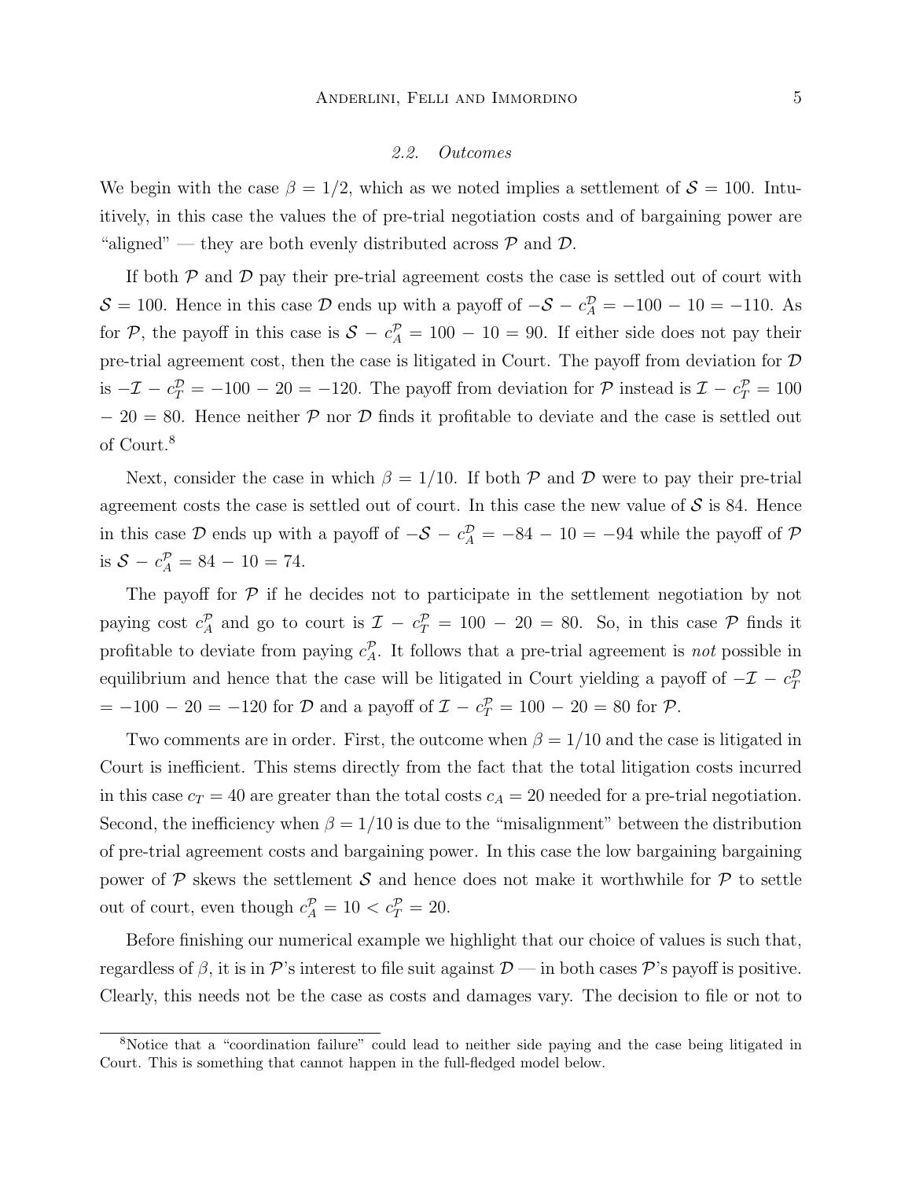### 2.2. *Outcomes*

We begin with the case $\beta = 1/2$, which as we noted implies a settlement of $\mathcal{S} = 100$. Intuitively, in this case the values the of pre-trial negotiation costs and of bargaining power are "aligned" — they are both evenly distributed across $\mathcal{P}$ and $\mathcal{D}$.

If both $\mathcal{P}$ and $\mathcal{D}$ pay their pre-trial agreement costs the case is settled out of court with $\mathcal{S} = 100$. Hence in this case $\mathcal{D}$ ends up with a payoff of $-\mathcal{S} - c_A^{\mathcal{D}} = -100 - 10 = -110$. As for $\mathcal{P}$, the payoff in this case is $\mathcal{S} - c_A^{\mathcal{P}} = 100 - 10 = 90$. If either side does not pay their pre-trial agreement cost, then the case is litigated in Court. The payoff from deviation for $\mathcal{D}$ is $-\mathcal{I} - c_T^{\mathcal{D}} = -100 - 20 = -120$. The payoff from deviation for $\mathcal{P}$ instead is $\mathcal{I} - c_T^{\mathcal{P}} = 100 - 20 = 80$. Hence neither $\mathcal{P}$ nor $\mathcal{D}$ finds it profitable to deviate and the case is settled out of Court.[8]

Next, consider the case in which $\beta = 1/10$. If both $\mathcal{P}$ and $\mathcal{D}$ were to pay their pre-trial agreement costs the case is settled out of court. In this case the new value of $\mathcal{S}$ is 84. Hence in this case $\mathcal{D}$ ends up with a payoff of $-\mathcal{S} - c_A^{\mathcal{D}} = -84 - 10 = -94$ while the payoff of $\mathcal{P}$ is $\mathcal{S} - c_A^{\mathcal{P}} = 84 - 10 = 74$.

The payoff for $\mathcal{P}$ if he decides not to participate in the settlement negotiation by not paying cost $c_A^{\mathcal{P}}$ and go to court is $\mathcal{I} - c_T^{\mathcal{P}} = 100 - 20 = 80$. So, in this case $\mathcal{P}$ finds it profitable to deviate from paying $c_A^{\mathcal{P}}$. It follows that a pre-trial agreement is *not* possible in equilibrium and hence that the case will be litigated in Court yielding a payoff of $-\mathcal{I} - c_T^{\mathcal{D}} = -100 - 20 = -120$ for $\mathcal{D}$ and a payoff of $\mathcal{I} - c_T^{\mathcal{P}} = 100 - 20 = 80$ for $\mathcal{P}$.

Two comments are in order. First, the outcome when $\beta = 1/10$ and the case is litigated in Court is inefficient. This stems directly from the fact that the total litigation costs incurred in this case $c_T = 40$ are greater than the total costs $c_A = 20$ needed for a pre-trial negotiation. Second, the inefficiency when $\beta = 1/10$ is due to the "misalignment" between the distribution of pre-trial agreement costs and bargaining power. In this case the low bargaining bargaining power of $\mathcal{P}$ skews the settlement $\mathcal{S}$ and hence does not make it worthwhile for $\mathcal{P}$ to settle out of court, even though $c_A^{\mathcal{P}} = 10 < c_T^{\mathcal{P}} = 20$.

Before finishing our numerical example we highlight that our choice of values is such that, regardless of $\beta$, it is in $\mathcal{P}$'s interest to file suit against $\mathcal{D}$ — in both cases $\mathcal{P}$'s payoff is positive. Clearly, this needs not be the case as costs and damages vary. The decision to file or not to

[8] Notice that a "coordination failure" could lead to neither side paying and the case being litigated in Court. This is something that cannot happen in the full-fledged model below.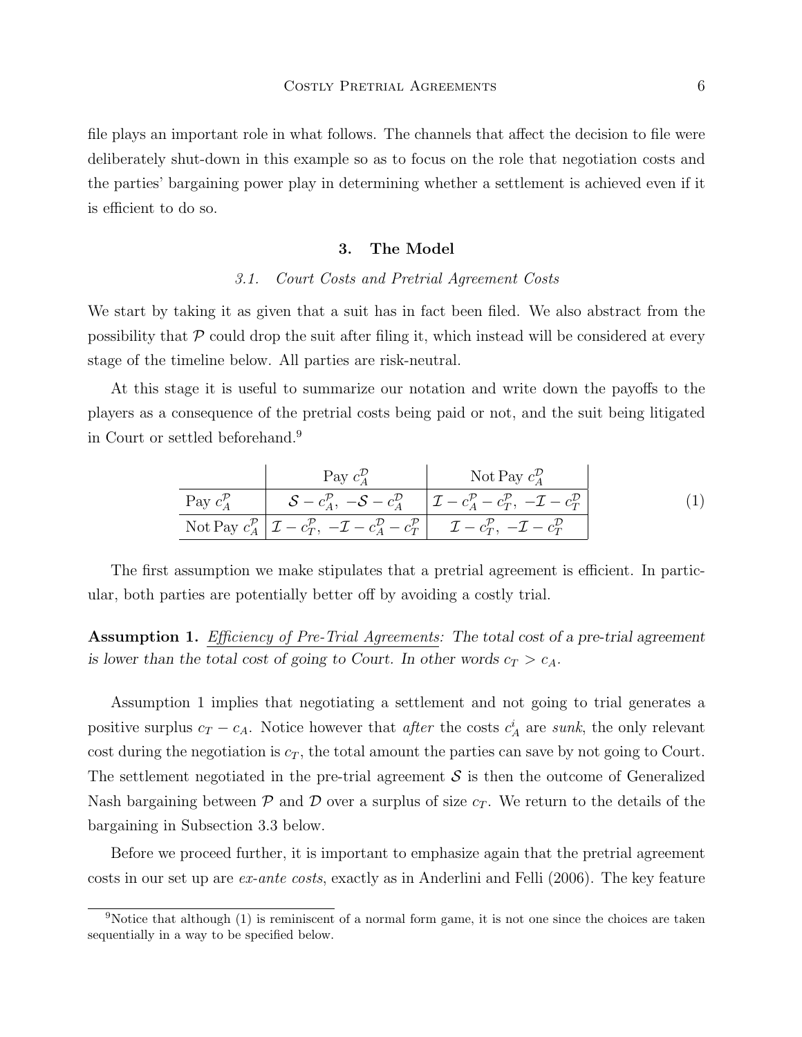file plays an important role in what follows. The channels that affect the decision to file were deliberately shut-down in this example so as to focus on the role that negotiation costs and the parties' bargaining power play in determining whether a settlement is achieved even if it is efficient to do so.

## 3. The Model

### 3.1. *Court Costs and Pretrial Agreement Costs*

We start by taking it as given that a suit has in fact been filed. We also abstract from the possibility that $\mathcal{P}$ could drop the suit after filing it, which instead will be considered at every stage of the timeline below. All parties are risk-neutral.

At this stage it is useful to summarize our notation and write down the payoffs to the players as a consequence of the pretrial costs being paid or not, and the suit being litigated in Court or settled beforehand.[9]

| | Pay $c_A^{\mathcal{D}}$ | Not Pay $c_A^{\mathcal{D}}$ |
|---|---|---|
| Pay $c_A^{\mathcal{P}}$ | $\mathcal{S} - c_A^{\mathcal{P}},\ -\mathcal{S} - c_A^{\mathcal{D}}$ | $\mathcal{I} - c_A^{\mathcal{P}} - c_T^{\mathcal{P}},\ -\mathcal{I} - c_T^{\mathcal{D}}$ |
| Not Pay $c_A^{\mathcal{P}}$ | $\mathcal{I} - c_T^{\mathcal{P}},\ -\mathcal{I} - c_A^{\mathcal{D}} - c_T^{\mathcal{P}}$ | $\mathcal{I} - c_T^{\mathcal{P}},\ -\mathcal{I} - c_T^{\mathcal{D}}$ |

(1)

The first assumption we make stipulates that a pretrial agreement is efficient. In particular, both parties are potentially better off by avoiding a costly trial.

**Assumption 1.** *Efficiency of Pre-Trial Agreements: The total cost of a pre-trial agreement is lower than the total cost of going to Court. In other words $c_T > c_A$.*

Assumption 1 implies that negotiating a settlement and not going to trial generates a positive surplus $c_T - c_A$. Notice however that *after* the costs $c_A^i$ are *sunk*, the only relevant cost during the negotiation is $c_T$, the total amount the parties can save by not going to Court. The settlement negotiated in the pre-trial agreement $\mathcal{S}$ is then the outcome of Generalized Nash bargaining between $\mathcal{P}$ and $\mathcal{D}$ over a surplus of size $c_T$. We return to the details of the bargaining in Subsection 3.3 below.

Before we proceed further, it is important to emphasize again that the pretrial agreement costs in our set up are *ex-ante costs*, exactly as in Anderlini and Felli (2006). The key feature

[9] Notice that although (1) is reminiscent of a normal form game, it is not one since the choices are taken sequentially in a way to be specified below.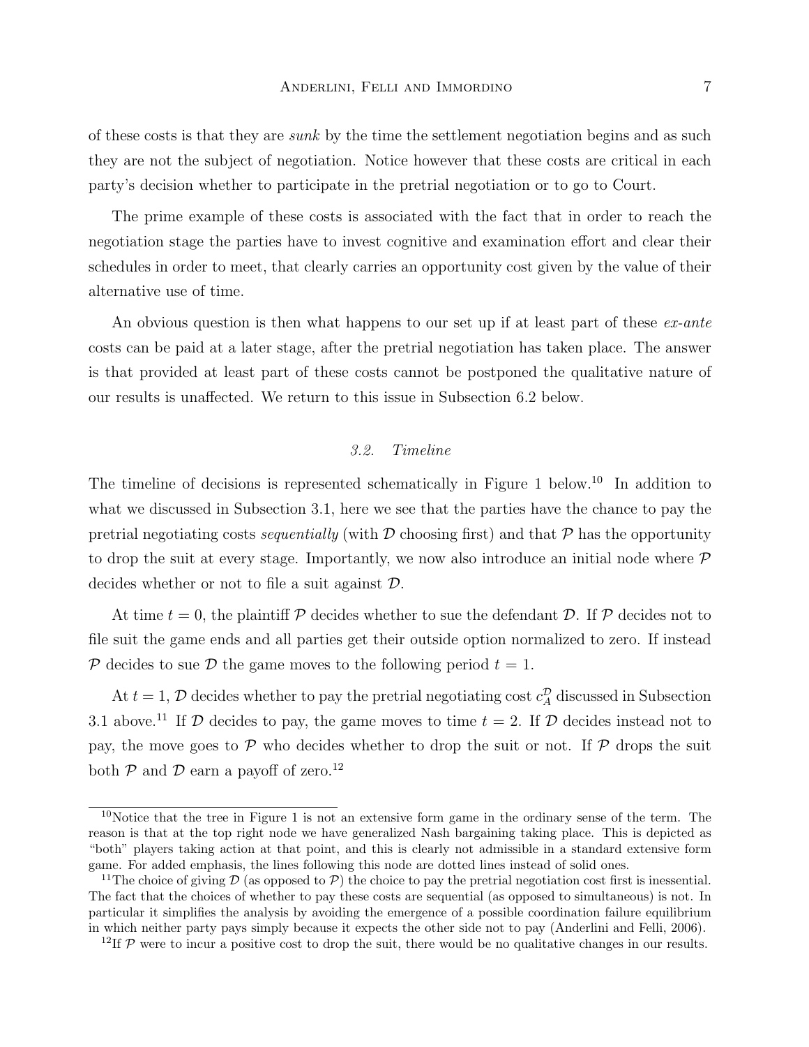of these costs is that they are *sunk* by the time the settlement negotiation begins and as such they are not the subject of negotiation. Notice however that these costs are critical in each party's decision whether to participate in the pretrial negotiation or to go to Court.

The prime example of these costs is associated with the fact that in order to reach the negotiation stage the parties have to invest cognitive and examination effort and clear their schedules in order to meet, that clearly carries an opportunity cost given by the value of their alternative use of time.

An obvious question is then what happens to our set up if at least part of these *ex-ante* costs can be paid at a later stage, after the pretrial negotiation has taken place. The answer is that provided at least part of these costs cannot be postponed the qualitative nature of our results is unaffected. We return to this issue in Subsection 6.2 below.

### *3.2. Timeline*

The timeline of decisions is represented schematically in Figure 1 below.[10] In addition to what we discussed in Subsection 3.1, here we see that the parties have the chance to pay the pretrial negotiating costs *sequentially* (with $\mathcal{D}$ choosing first) and that $\mathcal{P}$ has the opportunity to drop the suit at every stage. Importantly, we now also introduce an initial node where $\mathcal{P}$ decides whether or not to file a suit against $\mathcal{D}$.

At time $t = 0$, the plaintiff $\mathcal{P}$ decides whether to sue the defendant $\mathcal{D}$. If $\mathcal{P}$ decides not to file suit the game ends and all parties get their outside option normalized to zero. If instead $\mathcal{P}$ decides to sue $\mathcal{D}$ the game moves to the following period $t = 1$.

At $t = 1$, $\mathcal{D}$ decides whether to pay the pretrial negotiating cost $c_A^{\mathcal{D}}$ discussed in Subsection 3.1 above.[11] If $\mathcal{D}$ decides to pay, the game moves to time $t = 2$. If $\mathcal{D}$ decides instead not to pay, the move goes to $\mathcal{P}$ who decides whether to drop the suit or not. If $\mathcal{P}$ drops the suit both $\mathcal{P}$ and $\mathcal{D}$ earn a payoff of zero.[12]

---

[10] Notice that the tree in Figure 1 is not an extensive form game in the ordinary sense of the term. The reason is that at the top right node we have generalized Nash bargaining taking place. This is depicted as "both" players taking action at that point, and this is clearly not admissible in a standard extensive form game. For added emphasis, the lines following this node are dotted lines instead of solid ones.

[11] The choice of giving $\mathcal{D}$ (as opposed to $\mathcal{P}$) the choice to pay the pretrial negotiation cost first is inessential. The fact that the choices of whether to pay these costs are sequential (as opposed to simultaneous) is not. In particular it simplifies the analysis by avoiding the emergence of a possible coordination failure equilibrium in which neither party pays simply because it expects the other side not to pay (Anderlini and Felli, 2006).

[12] If $\mathcal{P}$ were to incur a positive cost to drop the suit, there would be no qualitative changes in our results.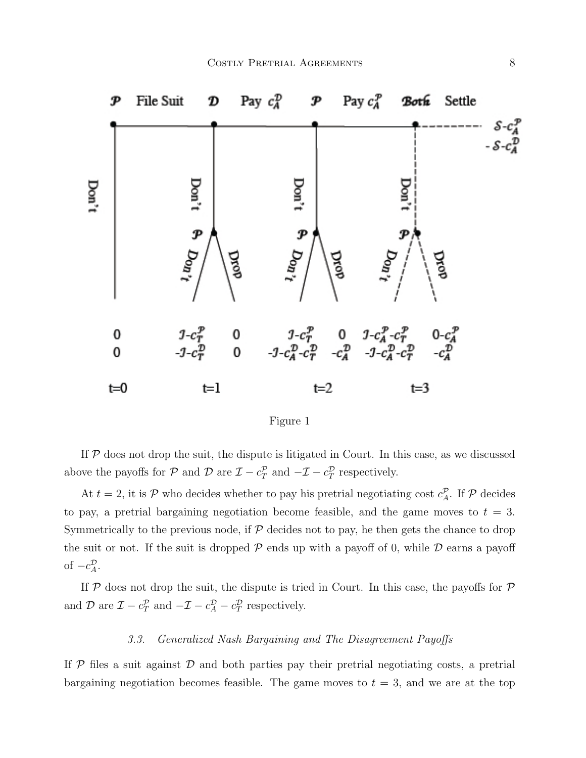Figure 1

If $\mathcal{P}$ does not drop the suit, the dispute is litigated in Court. In this case, as we discussed above the payoffs for $\mathcal{P}$ and $\mathcal{D}$ are $\mathcal{I} - c_T^{\mathcal{P}}$ and $-\mathcal{I} - c_T^{\mathcal{D}}$ respectively.

At $t = 2$, it is $\mathcal{P}$ who decides whether to pay his pretrial negotiating cost $c_A^{\mathcal{P}}$. If $\mathcal{P}$ decides to pay, a pretrial bargaining negotiation become feasible, and the game moves to $t = 3$. Symmetrically to the previous node, if $\mathcal{P}$ decides not to pay, he then gets the chance to drop the suit or not. If the suit is dropped $\mathcal{P}$ ends up with a payoff of 0, while $\mathcal{D}$ earns a payoff of $-c_A^{\mathcal{D}}$.

If $\mathcal{P}$ does not drop the suit, the dispute is tried in Court. In this case, the payoffs for $\mathcal{P}$ and $\mathcal{D}$ are $\mathcal{I} - c_T^{\mathcal{P}}$ and $-\mathcal{I} - c_A^{\mathcal{D}} - c_T^{\mathcal{D}}$ respectively.

### *3.3. Generalized Nash Bargaining and The Disagreement Payoffs*

If $\mathcal{P}$ files a suit against $\mathcal{D}$ and both parties pay their pretrial negotiating costs, a pretrial bargaining negotiation becomes feasible. The game moves to $t = 3$, and we are at the top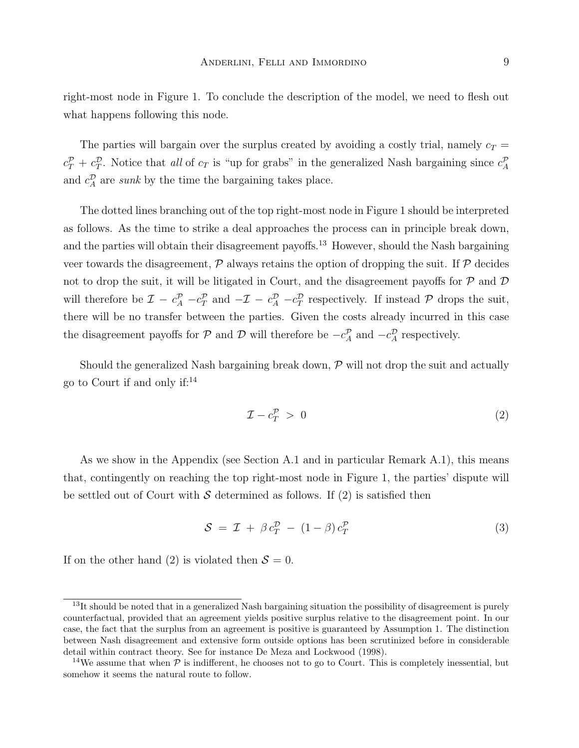right-most node in Figure 1. To conclude the description of the model, we need to flesh out what happens following this node.

The parties will bargain over the surplus created by avoiding a costly trial, namely $c_T = c_T^{\mathcal{P}} + c_T^{\mathcal{D}}$. Notice that *all* of $c_T$ is "up for grabs" in the generalized Nash bargaining since $c_A^{\mathcal{P}}$ and $c_A^{\mathcal{D}}$ are *sunk* by the time the bargaining takes place.

The dotted lines branching out of the top right-most node in Figure 1 should be interpreted as follows. As the time to strike a deal approaches the process can in principle break down, and the parties will obtain their disagreement payoffs.[13] However, should the Nash bargaining veer towards the disagreement, $\mathcal{P}$ always retains the option of dropping the suit. If $\mathcal{P}$ decides not to drop the suit, it will be litigated in Court, and the disagreement payoffs for $\mathcal{P}$ and $\mathcal{D}$ will therefore be $\mathcal{I} - c_A^{\mathcal{P}} - c_T^{\mathcal{P}}$ and $-\mathcal{I} - c_A^{\mathcal{D}} - c_T^{\mathcal{D}}$ respectively. If instead $\mathcal{P}$ drops the suit, there will be no transfer between the parties. Given the costs already incurred in this case the disagreement payoffs for $\mathcal{P}$ and $\mathcal{D}$ will therefore be $-c_A^{\mathcal{P}}$ and $-c_A^{\mathcal{D}}$ respectively.

Should the generalized Nash bargaining break down, $\mathcal{P}$ will not drop the suit and actually go to Court if and only if:[14]

$$\mathcal{I} - c_T^{\mathcal{P}} > 0 \tag{2}$$

As we show in the Appendix (see Section A.1 and in particular Remark A.1), this means that, contingently on reaching the top right-most node in Figure 1, the parties' dispute will be settled out of Court with $\mathcal{S}$ determined as follows. If (2) is satisfied then

$$\mathcal{S} = \mathcal{I} + \beta\, c_T^{\mathcal{D}} - (1 - \beta)\, c_T^{\mathcal{P}} \tag{3}$$

If on the other hand (2) is violated then $\mathcal{S} = 0$.

---

[13] It should be noted that in a generalized Nash bargaining situation the possibility of disagreement is purely counterfactual, provided that an agreement yields positive surplus relative to the disagreement point. In our case, the fact that the surplus from an agreement is positive is guaranteed by Assumption 1. The distinction between Nash disagreement and extensive form outside options has been scrutinized before in considerable detail within contract theory. See for instance De Meza and Lockwood (1998).

[14] We assume that when $\mathcal{P}$ is indifferent, he chooses not to go to Court. This is completely inessential, but somehow it seems the natural route to follow.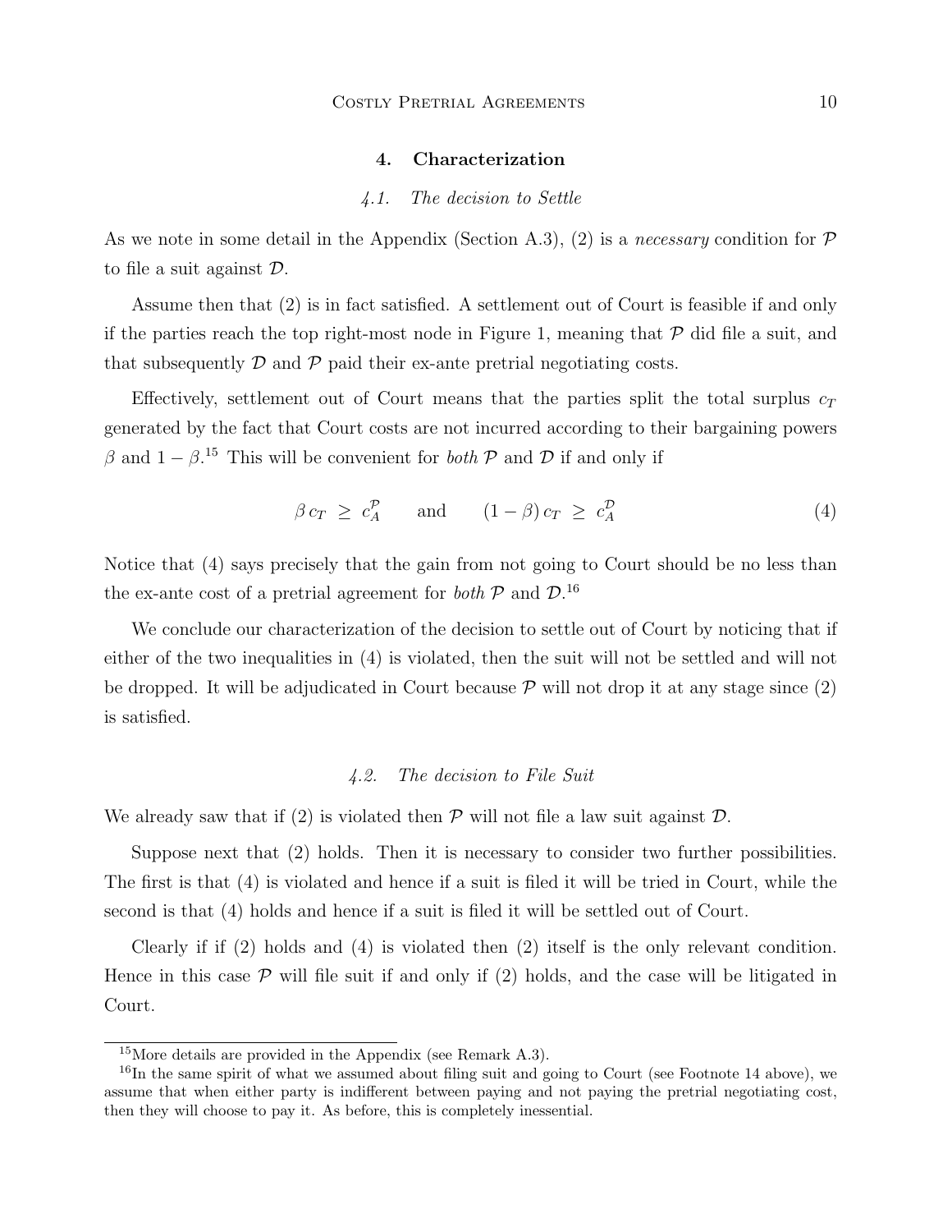## 4. Characterization

### *4.1. The decision to Settle*

As we note in some detail in the Appendix (Section A.3), (2) is a *necessary* condition for $\mathcal{P}$ to file a suit against $\mathcal{D}$.

Assume then that (2) is in fact satisfied. A settlement out of Court is feasible if and only if the parties reach the top right-most node in Figure 1, meaning that $\mathcal{P}$ did file a suit, and that subsequently $\mathcal{D}$ and $\mathcal{P}$ paid their ex-ante pretrial negotiating costs.

Effectively, settlement out of Court means that the parties split the total surplus $c_T$ generated by the fact that Court costs are not incurred according to their bargaining powers $\beta$ and $1 - \beta$.[15] This will be convenient for *both* $\mathcal{P}$ and $\mathcal{D}$ if and only if

$$\beta\, c_T \;\geq\; c_A^{\mathcal{P}} \qquad \text{and} \qquad (1-\beta)\, c_T \;\geq\; c_A^{\mathcal{D}} \tag{4}$$

Notice that (4) says precisely that the gain from not going to Court should be no less than the ex-ante cost of a pretrial agreement for *both* $\mathcal{P}$ and $\mathcal{D}$.[16]

We conclude our characterization of the decision to settle out of Court by noticing that if either of the two inequalities in (4) is violated, then the suit will not be settled and will not be dropped. It will be adjudicated in Court because $\mathcal{P}$ will not drop it at any stage since (2) is satisfied.

### *4.2. The decision to File Suit*

We already saw that if (2) is violated then $\mathcal{P}$ will not file a law suit against $\mathcal{D}$.

Suppose next that (2) holds. Then it is necessary to consider two further possibilities. The first is that (4) is violated and hence if a suit is filed it will be tried in Court, while the second is that (4) holds and hence if a suit is filed it will be settled out of Court.

Clearly if if (2) holds and (4) is violated then (2) itself is the only relevant condition. Hence in this case $\mathcal{P}$ will file suit if and only if (2) holds, and the case will be litigated in Court.

---

[15] More details are provided in the Appendix (see Remark A.3).

[16] In the same spirit of what we assumed about filing suit and going to Court (see Footnote 14 above), we assume that when either party is indifferent between paying and not paying the pretrial negotiating cost, then they will choose to pay it. As before, this is completely inessential.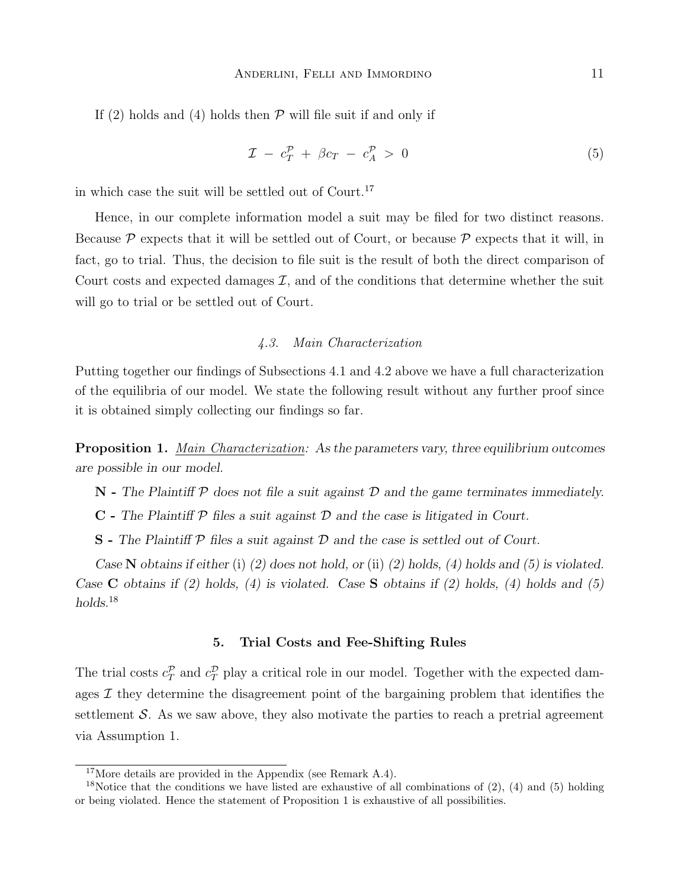If (2) holds and (4) holds then $\mathcal{P}$ will file suit if and only if

$$\mathcal{I} - c_T^{\mathcal{P}} + \beta c_T - c_A^{\mathcal{P}} > 0 \tag{5}$$

in which case the suit will be settled out of Court.[17]

Hence, in our complete information model a suit may be filed for two distinct reasons. Because $\mathcal{P}$ expects that it will be settled out of Court, or because $\mathcal{P}$ expects that it will, in fact, go to trial. Thus, the decision to file suit is the result of both the direct comparison of Court costs and expected damages $\mathcal{I}$, and of the conditions that determine whether the suit will go to trial or be settled out of Court.

### *4.3. Main Characterization*

Putting together our findings of Subsections 4.1 and 4.2 above we have a full characterization of the equilibria of our model. We state the following result without any further proof since it is obtained simply collecting our findings so far.

**Proposition 1.** *Main Characterization: As the parameters vary, three equilibrium outcomes are possible in our model.*

**N** - *The Plaintiff $\mathcal{P}$ does not file a suit against $\mathcal{D}$ and the game terminates immediately.*

**C** - *The Plaintiff $\mathcal{P}$ files a suit against $\mathcal{D}$ and the case is litigated in Court.*

**S** - *The Plaintiff $\mathcal{P}$ files a suit against $\mathcal{D}$ and the case is settled out of Court.*

*Case* **N** *obtains if either* (i) *(2) does not hold, or* (ii) *(2) holds, (4) holds and (5) is violated. Case* **C** *obtains if (2) holds, (4) is violated. Case* **S** *obtains if (2) holds, (4) holds and (5) holds.*[18]

## 5. Trial Costs and Fee-Shifting Rules

The trial costs $c_T^{\mathcal{P}}$ and $c_T^{\mathcal{D}}$ play a critical role in our model. Together with the expected damages $\mathcal{I}$ they determine the disagreement point of the bargaining problem that identifies the settlement $\mathcal{S}$. As we saw above, they also motivate the parties to reach a pretrial agreement via Assumption 1.

---

[17] More details are provided in the Appendix (see Remark A.4).

[18] Notice that the conditions we have listed are exhaustive of all combinations of (2), (4) and (5) holding or being violated. Hence the statement of Proposition 1 is exhaustive of all possibilities.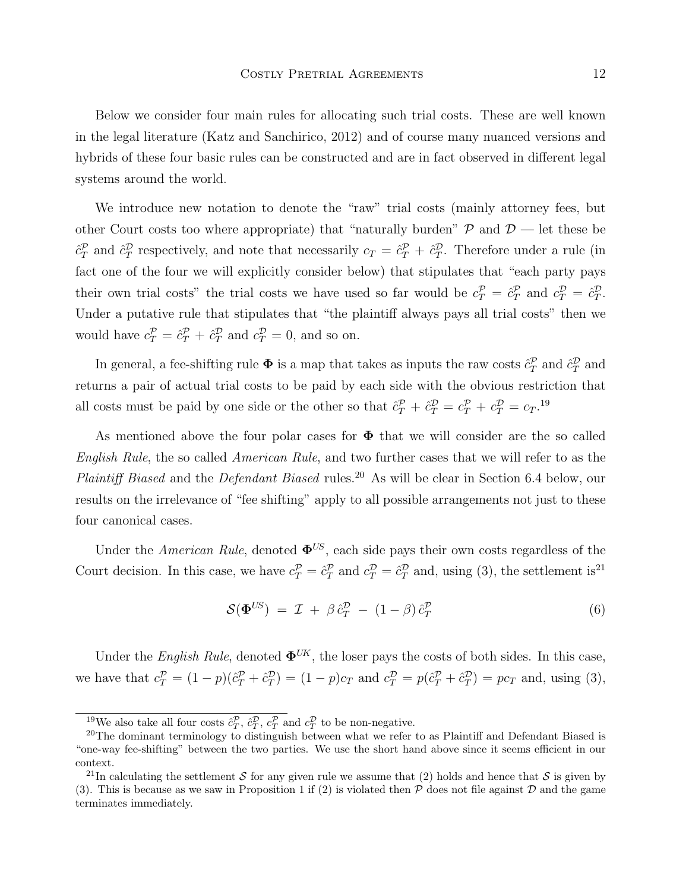Below we consider four main rules for allocating such trial costs. These are well known in the legal literature (Katz and Sanchirico, 2012) and of course many nuanced versions and hybrids of these four basic rules can be constructed and are in fact observed in different legal systems around the world.

We introduce new notation to denote the "raw" trial costs (mainly attorney fees, but other Court costs too where appropriate) that "naturally burden" $\mathcal{P}$ and $\mathcal{D}$ — let these be $\hat{c}_T^{\mathcal{P}}$ and $\hat{c}_T^{\mathcal{D}}$ respectively, and note that necessarily $c_T = \hat{c}_T^{\mathcal{P}} + \hat{c}_T^{\mathcal{D}}$. Therefore under a rule (in fact one of the four we will explicitly consider below) that stipulates that "each party pays their own trial costs" the trial costs we have used so far would be $c_T^{\mathcal{P}} = \hat{c}_T^{\mathcal{P}}$ and $c_T^{\mathcal{D}} = \hat{c}_T^{\mathcal{D}}$. Under a putative rule that stipulates that "the plaintiff always pays all trial costs" then we would have $c_T^{\mathcal{P}} = \hat{c}_T^{\mathcal{P}} + \hat{c}_T^{\mathcal{D}}$ and $c_T^{\mathcal{D}} = 0$, and so on.

In general, a fee-shifting rule $\mathbf{\Phi}$ is a map that takes as inputs the raw costs $\hat{c}_T^{\mathcal{P}}$ and $\hat{c}_T^{\mathcal{D}}$ and returns a pair of actual trial costs to be paid by each side with the obvious restriction that all costs must be paid by one side or the other so that $\hat{c}_T^{\mathcal{P}} + \hat{c}_T^{\mathcal{D}} = c_T^{\mathcal{P}} + c_T^{\mathcal{D}} = c_T$.[19]

As mentioned above the four polar cases for $\mathbf{\Phi}$ that we will consider are the so called *English Rule*, the so called *American Rule*, and two further cases that we will refer to as the *Plaintiff Biased* and the *Defendant Biased* rules.[20] As will be clear in Section 6.4 below, our results on the irrelevance of "fee shifting" apply to all possible arrangements not just to these four canonical cases.

Under the *American Rule*, denoted $\mathbf{\Phi}^{US}$, each side pays their own costs regardless of the Court decision. In this case, we have $c_T^{\mathcal{P}} = \hat{c}_T^{\mathcal{P}}$ and $c_T^{\mathcal{D}} = \hat{c}_T^{\mathcal{D}}$ and, using (3), the settlement is[21]

$$\mathcal{S}(\mathbf{\Phi}^{US}) \;=\; \mathcal{I} \;+\; \beta\,\hat{c}_T^{\mathcal{D}} \;-\; (1-\beta)\,\hat{c}_T^{\mathcal{P}} \tag{6}$$

Under the *English Rule*, denoted $\mathbf{\Phi}^{UK}$, the loser pays the costs of both sides. In this case, we have that $c_T^{\mathcal{P}} = (1-p)(\hat{c}_T^{\mathcal{P}} + \hat{c}_T^{\mathcal{D}}) = (1-p)c_T$ and $c_T^{\mathcal{D}} = p(\hat{c}_T^{\mathcal{P}} + \hat{c}_T^{\mathcal{D}}) = pc_T$ and, using (3),

---

[19] We also take all four costs $\hat{c}_T^{\mathcal{P}}$, $\hat{c}_T^{\mathcal{D}}$, $c_T^{\mathcal{P}}$ and $c_T^{\mathcal{D}}$ to be non-negative.

[20] The dominant terminology to distinguish between what we refer to as Plaintiff and Defendant Biased is "one-way fee-shifting" between the two parties. We use the short hand above since it seems efficient in our context.

[21] In calculating the settlement $\mathcal{S}$ for any given rule we assume that (2) holds and hence that $\mathcal{S}$ is given by (3). This is because as we saw in Proposition 1 if (2) is violated then $\mathcal{P}$ does not file against $\mathcal{D}$ and the game terminates immediately.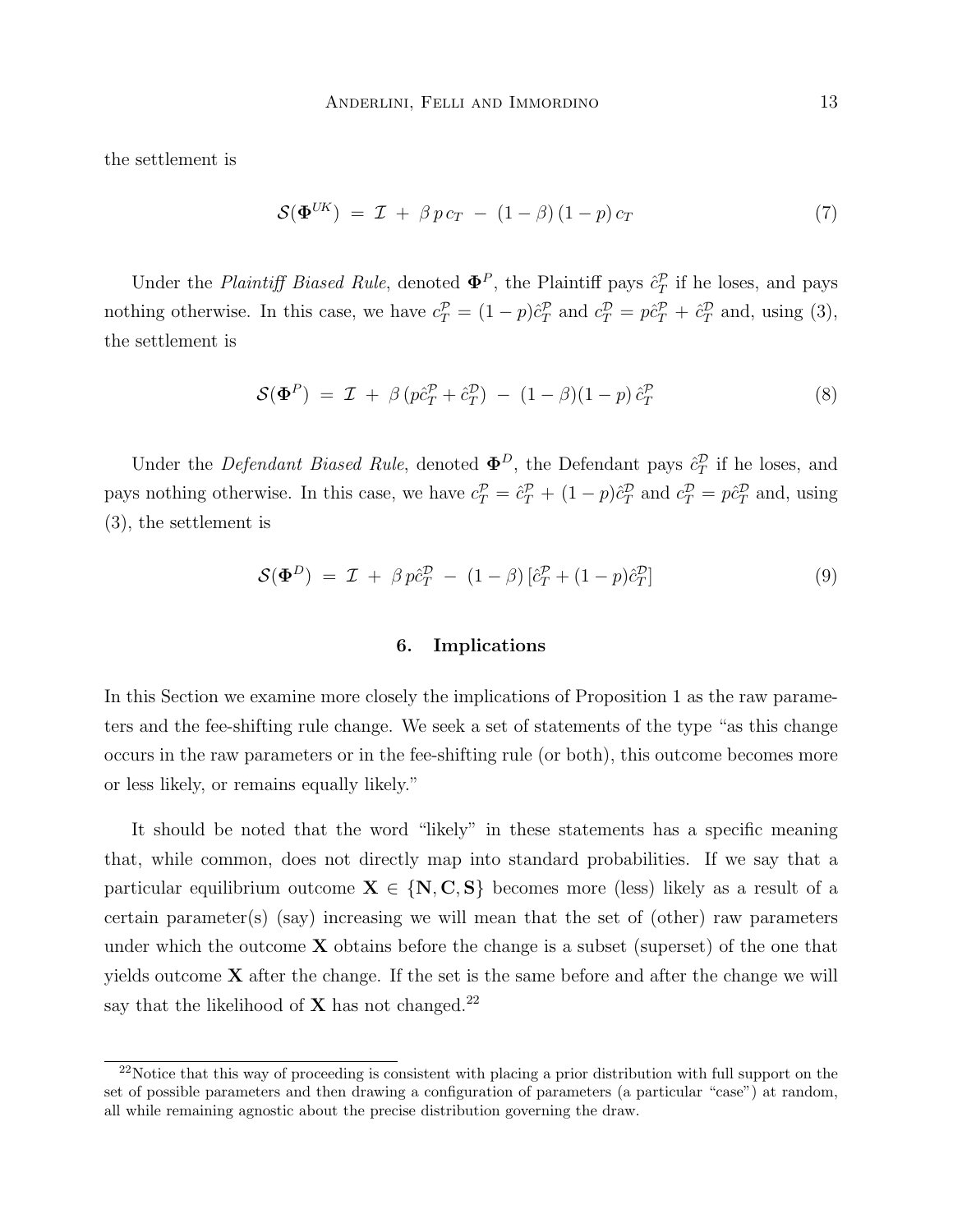the settlement is

$$\mathcal{S}(\mathbf{\Phi}^{UK}) \;=\; \mathcal{I} \;+\; \beta\, p\, c_T \;-\; (1-\beta)\,(1-p)\, c_T \tag{7}$$

Under the *Plaintiff Biased Rule*, denoted $\mathbf{\Phi}^P$, the Plaintiff pays $\hat{c}_T^{\mathcal{P}}$ if he loses, and pays nothing otherwise. In this case, we have $c_T^{\mathcal{P}} = (1-p)\hat{c}_T^{\mathcal{P}}$ and $c_T^{\mathcal{D}} = p\hat{c}_T^{\mathcal{P}} + \hat{c}_T^{\mathcal{D}}$ and, using (3), the settlement is

$$\mathcal{S}(\mathbf{\Phi}^{P}) \;=\; \mathcal{I} \;+\; \beta\,(p\hat{c}_T^{\mathcal{P}} + \hat{c}_T^{\mathcal{D}}) \;-\; (1-\beta)(1-p)\,\hat{c}_T^{\mathcal{P}} \tag{8}$$

Under the *Defendant Biased Rule*, denoted $\mathbf{\Phi}^D$, the Defendant pays $\hat{c}_T^{\mathcal{D}}$ if he loses, and pays nothing otherwise. In this case, we have $c_T^{\mathcal{P}} = \hat{c}_T^{\mathcal{P}} + (1-p)\hat{c}_T^{\mathcal{D}}$ and $c_T^{\mathcal{D}} = p\hat{c}_T^{\mathcal{D}}$ and, using (3), the settlement is

$$\mathcal{S}(\mathbf{\Phi}^{D}) \;=\; \mathcal{I} \;+\; \beta\, p\hat{c}_T^{\mathcal{D}} \;-\; (1-\beta)\,[\hat{c}_T^{\mathcal{P}} + (1-p)\hat{c}_T^{\mathcal{D}}] \tag{9}$$

## 6. Implications

In this Section we examine more closely the implications of Proposition 1 as the raw parameters and the fee-shifting rule change. We seek a set of statements of the type "as this change occurs in the raw parameters or in the fee-shifting rule (or both), this outcome becomes more or less likely, or remains equally likely."

It should be noted that the word "likely" in these statements has a specific meaning that, while common, does not directly map into standard probabilities. If we say that a particular equilibrium outcome $\mathbf{X} \in \{\mathbf{N}, \mathbf{C}, \mathbf{S}\}$ becomes more (less) likely as a result of a certain parameter(s) (say) increasing we will mean that the set of (other) raw parameters under which the outcome $\mathbf{X}$ obtains before the change is a subset (superset) of the one that yields outcome $\mathbf{X}$ after the change. If the set is the same before and after the change we will say that the likelihood of $\mathbf{X}$ has not changed.[22]

[22] Notice that this way of proceeding is consistent with placing a prior distribution with full support on the set of possible parameters and then drawing a configuration of parameters (a particular "case") at random, all while remaining agnostic about the precise distribution governing the draw.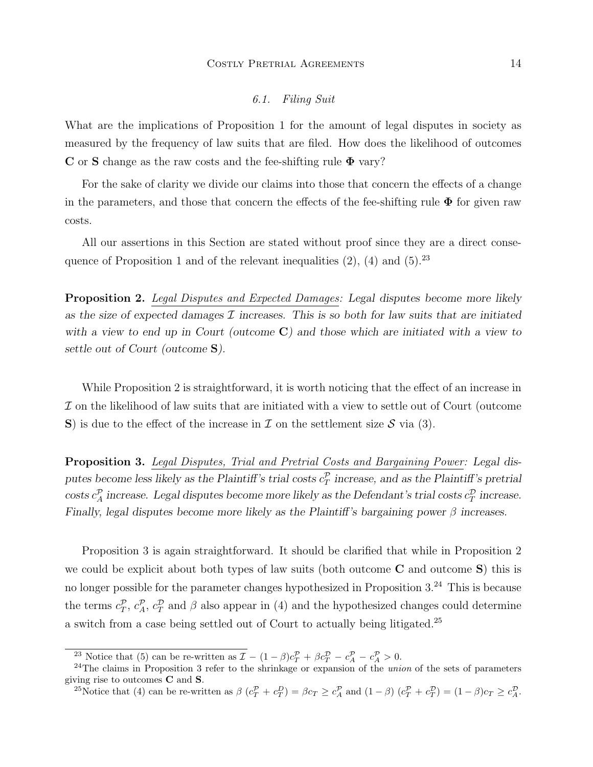### 6.1. Filing Suit

What are the implications of Proposition 1 for the amount of legal disputes in society as measured by the frequency of law suits that are filed. How does the likelihood of outcomes **C** or **S** change as the raw costs and the fee-shifting rule $\mathbf{\Phi}$ vary?

For the sake of clarity we divide our claims into those that concern the effects of a change in the parameters, and those that concern the effects of the fee-shifting rule $\mathbf{\Phi}$ for given raw costs.

All our assertions in this Section are stated without proof since they are a direct consequence of Proposition 1 and of the relevant inequalities (2), (4) and (5).[23]

**Proposition 2.** *<u>Legal Disputes and Expected Damages</u>: Legal disputes become more likely as the size of expected damages $\mathcal{I}$ increases. This is so both for law suits that are initiated with a view to end up in Court (outcome **C**) and those which are initiated with a view to settle out of Court (outcome **S**).*

While Proposition 2 is straightforward, it is worth noticing that the effect of an increase in $\mathcal{I}$ on the likelihood of law suits that are initiated with a view to settle out of Court (outcome **S**) is due to the effect of the increase in $\mathcal{I}$ on the settlement size $\mathcal{S}$ via (3).

**Proposition 3.** *<u>Legal Disputes, Trial and Pretrial Costs and Bargaining Power</u>: Legal disputes become less likely as the Plaintiff's trial costs $c_T^{\mathcal{P}}$ increase, and as the Plaintiff's pretrial costs $c_A^{\mathcal{P}}$ increase. Legal disputes become more likely as the Defendant's trial costs $c_T^{\mathcal{D}}$ increase. Finally, legal disputes become more likely as the Plaintiff's bargaining power $\beta$ increases.*

Proposition 3 is again straightforward. It should be clarified that while in Proposition 2 we could be explicit about both types of law suits (both outcome **C** and outcome **S**) this is no longer possible for the parameter changes hypothesized in Proposition 3.[24] This is because the terms $c_T^{\mathcal{P}}$, $c_A^{\mathcal{P}}$, $c_T^{\mathcal{D}}$ and $\beta$ also appear in (4) and the hypothesized changes could determine a switch from a case being settled out of Court to actually being litigated.[25]

---

[23] Notice that (5) can be re-written as $\mathcal{I} - (1-\beta)c_T^{\mathcal{P}} + \beta c_T^{\mathcal{D}} - c_A^{\mathcal{P}} - c_A^{\mathcal{P}} > 0$.

[24] The claims in Proposition 3 refer to the shrinkage or expansion of the *union* of the sets of parameters giving rise to outcomes **C** and **S**.

[25] Notice that (4) can be re-written as $\beta\,(c_T^{\mathcal{P}} + c_T^{\mathcal{D}}) = \beta c_T \geq c_A^{\mathcal{P}}$ and $(1-\beta)\,(c_T^{\mathcal{P}} + c_T^{\mathcal{D}}) = (1-\beta)c_T \geq c_A^{\mathcal{D}}$.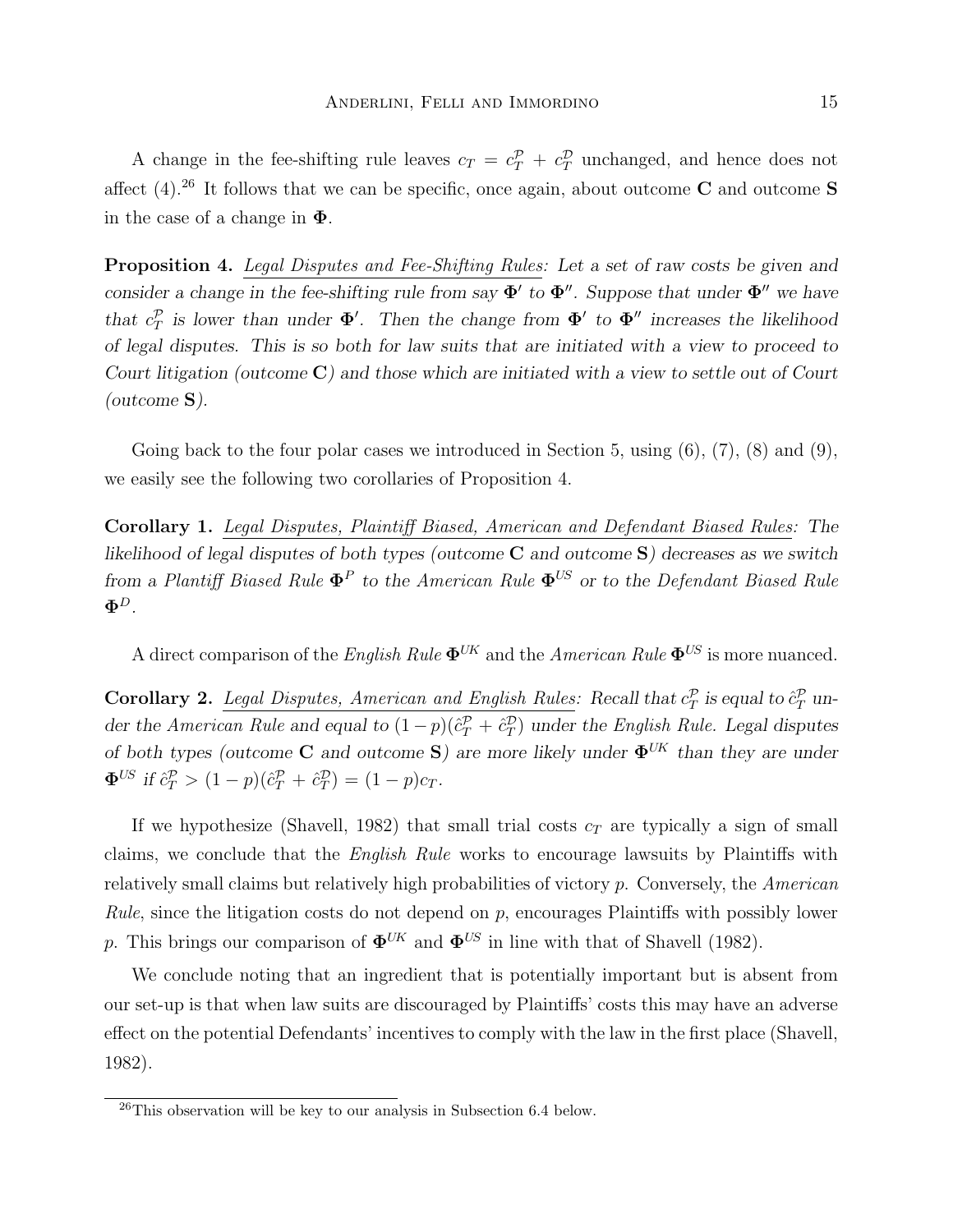A change in the fee-shifting rule leaves $c_T = c_T^{\mathcal{P}} + c_T^{\mathcal{D}}$ unchanged, and hence does not affect (4).[26] It follows that we can be specific, once again, about outcome **C** and outcome **S** in the case of a change in $\mathbf{\Phi}$.

**Proposition 4.** Legal Disputes and Fee-Shifting Rules: *Let a set of raw costs be given and consider a change in the fee-shifting rule from say $\mathbf{\Phi}'$ to $\mathbf{\Phi}''$. Suppose that under $\mathbf{\Phi}''$ we have that $c_T^{\mathcal{P}}$ is lower than under $\mathbf{\Phi}'$. Then the change from $\mathbf{\Phi}'$ to $\mathbf{\Phi}''$ increases the likelihood of legal disputes. This is so both for law suits that are initiated with a view to proceed to Court litigation (outcome **C**) and those which are initiated with a view to settle out of Court (outcome **S**).*

Going back to the four polar cases we introduced in Section 5, using (6), (7), (8) and (9), we easily see the following two corollaries of Proposition 4.

**Corollary 1.** Legal Disputes, Plaintiff Biased, American and Defendant Biased Rules: *The likelihood of legal disputes of both types (outcome **C** and outcome **S**) decreases as we switch from a Plantiff Biased Rule $\mathbf{\Phi}^P$ to the American Rule $\mathbf{\Phi}^{US}$ or to the Defendant Biased Rule $\mathbf{\Phi}^D$.*

A direct comparison of the *English Rule* $\mathbf{\Phi}^{UK}$ and the *American Rule* $\mathbf{\Phi}^{US}$ is more nuanced.

**Corollary 2.** Legal Disputes, American and English Rules: *Recall that $c_T^{\mathcal{P}}$ is equal to $\hat{c}_T^{\mathcal{P}}$ under the American Rule and equal to $(1-p)(\hat{c}_T^{\mathcal{P}} + \hat{c}_T^{\mathcal{D}})$ under the English Rule. Legal disputes of both types (outcome **C** and outcome **S**) are more likely under $\mathbf{\Phi}^{UK}$ than they are under $\mathbf{\Phi}^{US}$ if $\hat{c}_T^{\mathcal{P}} > (1-p)(\hat{c}_T^{\mathcal{P}} + \hat{c}_T^{\mathcal{D}}) = (1-p)c_T$.*

If we hypothesize (Shavell, 1982) that small trial costs $c_T$ are typically a sign of small claims, we conclude that the *English Rule* works to encourage lawsuits by Plaintiffs with relatively small claims but relatively high probabilities of victory $p$. Conversely, the *American Rule*, since the litigation costs do not depend on $p$, encourages Plaintiffs with possibly lower $p$. This brings our comparison of $\mathbf{\Phi}^{UK}$ and $\mathbf{\Phi}^{US}$ in line with that of Shavell (1982).

We conclude noting that an ingredient that is potentially important but is absent from our set-up is that when law suits are discouraged by Plaintiffs' costs this may have an adverse effect on the potential Defendants' incentives to comply with the law in the first place (Shavell, 1982).

[26] This observation will be key to our analysis in Subsection 6.4 below.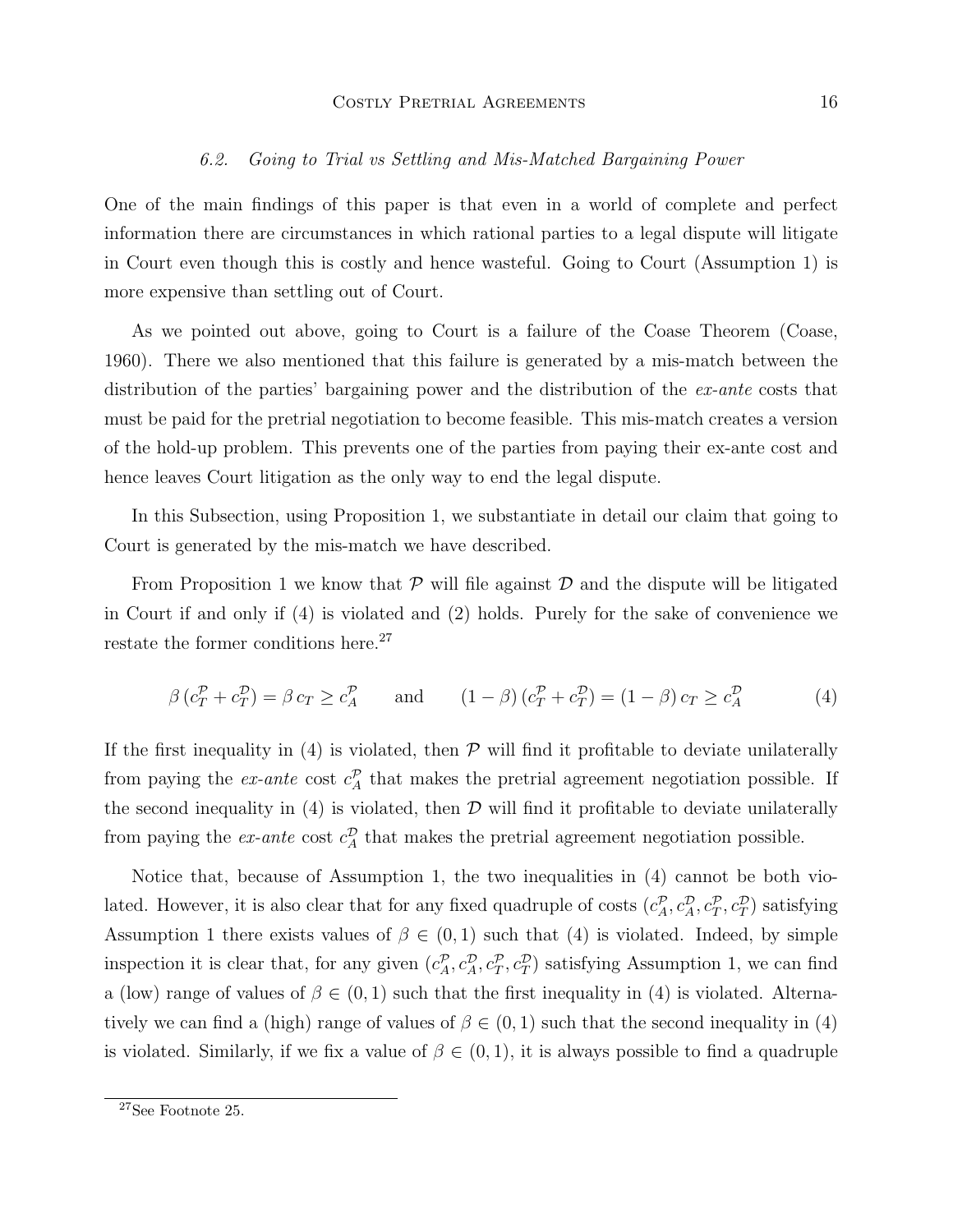### 6.2. *Going to Trial vs Settling and Mis-Matched Bargaining Power*

One of the main findings of this paper is that even in a world of complete and perfect information there are circumstances in which rational parties to a legal dispute will litigate in Court even though this is costly and hence wasteful. Going to Court (Assumption 1) is more expensive than settling out of Court.

As we pointed out above, going to Court is a failure of the Coase Theorem (Coase, 1960). There we also mentioned that this failure is generated by a mis-match between the distribution of the parties' bargaining power and the distribution of the *ex-ante* costs that must be paid for the pretrial negotiation to become feasible. This mis-match creates a version of the hold-up problem. This prevents one of the parties from paying their ex-ante cost and hence leaves Court litigation as the only way to end the legal dispute.

In this Subsection, using Proposition 1, we substantiate in detail our claim that going to Court is generated by the mis-match we have described.

From Proposition 1 we know that $\mathcal{P}$ will file against $\mathcal{D}$ and the dispute will be litigated in Court if and only if (4) is violated and (2) holds. Purely for the sake of convenience we restate the former conditions here.[27]

$$\beta\,(c_T^{\mathcal{P}} + c_T^{\mathcal{D}}) = \beta\, c_T \geq c_A^{\mathcal{P}} \qquad \text{and} \qquad (1-\beta)\,(c_T^{\mathcal{P}} + c_T^{\mathcal{D}}) = (1-\beta)\, c_T \geq c_A^{\mathcal{D}} \tag{4}$$

If the first inequality in (4) is violated, then $\mathcal{P}$ will find it profitable to deviate unilaterally from paying the *ex-ante* cost $c_A^{\mathcal{P}}$ that makes the pretrial agreement negotiation possible. If the second inequality in (4) is violated, then $\mathcal{D}$ will find it profitable to deviate unilaterally from paying the *ex-ante* cost $c_A^{\mathcal{D}}$ that makes the pretrial agreement negotiation possible.

Notice that, because of Assumption 1, the two inequalities in (4) cannot be both violated. However, it is also clear that for any fixed quadruple of costs $(c_A^{\mathcal{P}}, c_A^{\mathcal{D}}, c_T^{\mathcal{P}}, c_T^{\mathcal{D}})$ satisfying Assumption 1 there exists values of $\beta \in (0,1)$ such that (4) is violated. Indeed, by simple inspection it is clear that, for any given $(c_A^{\mathcal{P}}, c_A^{\mathcal{D}}, c_T^{\mathcal{P}}, c_T^{\mathcal{D}})$ satisfying Assumption 1, we can find a (low) range of values of $\beta \in (0,1)$ such that the first inequality in (4) is violated. Alternatively we can find a (high) range of values of $\beta \in (0,1)$ such that the second inequality in (4) is violated. Similarly, if we fix a value of $\beta \in (0,1)$, it is always possible to find a quadruple

[27] See Footnote 25.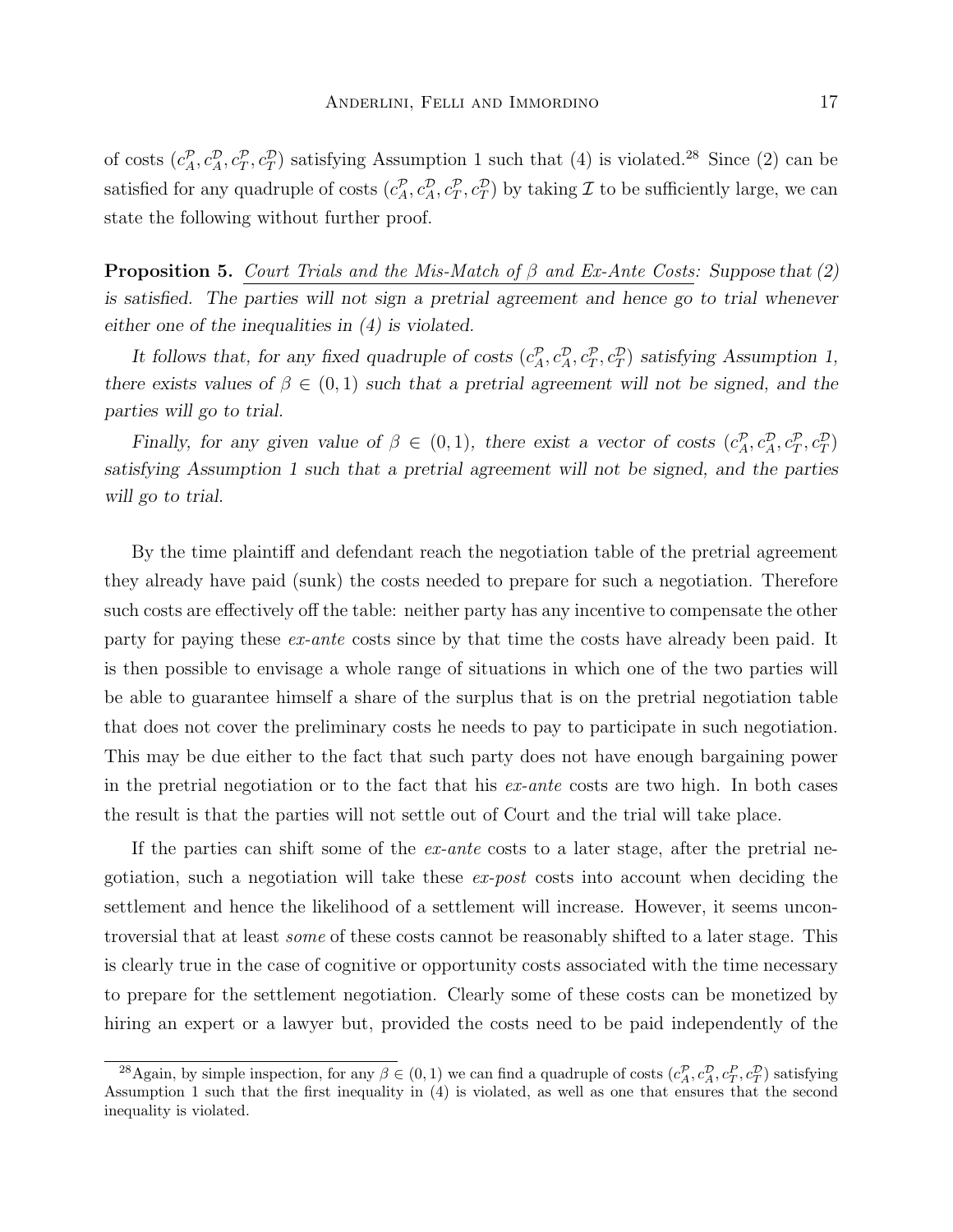of costs $(c_A^{\mathcal{P}}, c_A^{\mathcal{D}}, c_T^{\mathcal{P}}, c_T^{\mathcal{D}})$ satisfying Assumption 1 such that (4) is violated.[28] Since (2) can be satisfied for any quadruple of costs $(c_A^{\mathcal{P}}, c_A^{\mathcal{D}}, c_T^{\mathcal{P}}, c_T^{\mathcal{D}})$ by taking $\mathcal{I}$ to be sufficiently large, we can state the following without further proof.

**Proposition 5.** <u>*Court Trials and the Mis-Match of β and Ex-Ante Costs*</u>*: Suppose that (2) is satisfied. The parties will not sign a pretrial agreement and hence go to trial whenever either one of the inequalities in (4) is violated.*

*It follows that, for any fixed quadruple of costs $(c_A^{\mathcal{P}}, c_A^{\mathcal{D}}, c_T^{\mathcal{P}}, c_T^{\mathcal{D}})$ satisfying Assumption 1, there exists values of $\beta \in (0, 1)$ such that a pretrial agreement will not be signed, and the parties will go to trial.*

*Finally, for any given value of $\beta \in (0, 1)$, there exist a vector of costs $(c_A^{\mathcal{P}}, c_A^{\mathcal{D}}, c_T^{\mathcal{P}}, c_T^{\mathcal{D}})$ satisfying Assumption 1 such that a pretrial agreement will not be signed, and the parties will go to trial.*

By the time plaintiff and defendant reach the negotiation table of the pretrial agreement they already have paid (sunk) the costs needed to prepare for such a negotiation. Therefore such costs are effectively off the table: neither party has any incentive to compensate the other party for paying these *ex-ante* costs since by that time the costs have already been paid. It is then possible to envisage a whole range of situations in which one of the two parties will be able to guarantee himself a share of the surplus that is on the pretrial negotiation table that does not cover the preliminary costs he needs to pay to participate in such negotiation. This may be due either to the fact that such party does not have enough bargaining power in the pretrial negotiation or to the fact that his *ex-ante* costs are two high. In both cases the result is that the parties will not settle out of Court and the trial will take place.

If the parties can shift some of the *ex-ante* costs to a later stage, after the pretrial negotiation, such a negotiation will take these *ex-post* costs into account when deciding the settlement and hence the likelihood of a settlement will increase. However, it seems uncontroversial that at least *some* of these costs cannot be reasonably shifted to a later stage. This is clearly true in the case of cognitive or opportunity costs associated with the time necessary to prepare for the settlement negotiation. Clearly some of these costs can be monetized by hiring an expert or a lawyer but, provided the costs need to be paid independently of the

[28] Again, by simple inspection, for any $\beta \in (0, 1)$ we can find a quadruple of costs $(c_A^{\mathcal{P}}, c_A^{\mathcal{D}}, c_T^{P}, c_T^{\mathcal{D}})$ satisfying Assumption 1 such that the first inequality in (4) is violated, as well as one that ensures that the second inequality is violated.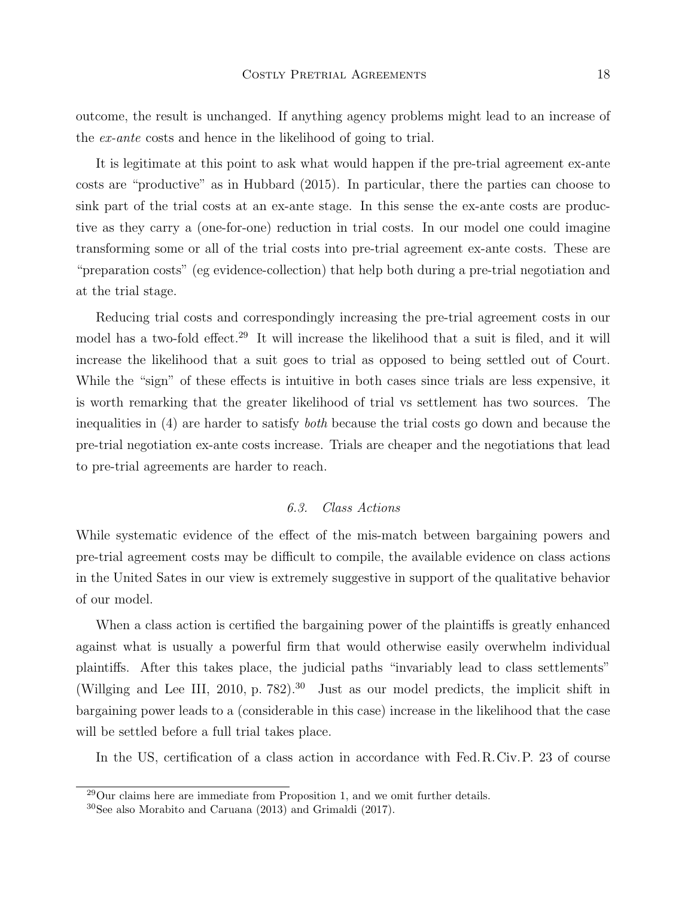outcome, the result is unchanged. If anything agency problems might lead to an increase of the *ex-ante* costs and hence in the likelihood of going to trial.

It is legitimate at this point to ask what would happen if the pre-trial agreement ex-ante costs are "productive" as in Hubbard (2015). In particular, there the parties can choose to sink part of the trial costs at an ex-ante stage. In this sense the ex-ante costs are productive as they carry a (one-for-one) reduction in trial costs. In our model one could imagine transforming some or all of the trial costs into pre-trial agreement ex-ante costs. These are "preparation costs" (eg evidence-collection) that help both during a pre-trial negotiation and at the trial stage.

Reducing trial costs and correspondingly increasing the pre-trial agreement costs in our model has a two-fold effect.[29] It will increase the likelihood that a suit is filed, and it will increase the likelihood that a suit goes to trial as opposed to being settled out of Court. While the "sign" of these effects is intuitive in both cases since trials are less expensive, it is worth remarking that the greater likelihood of trial vs settlement has two sources. The inequalities in (4) are harder to satisfy *both* because the trial costs go down and because the pre-trial negotiation ex-ante costs increase. Trials are cheaper and the negotiations that lead to pre-trial agreements are harder to reach.

### *6.3. Class Actions*

While systematic evidence of the effect of the mis-match between bargaining powers and pre-trial agreement costs may be difficult to compile, the available evidence on class actions in the United Sates in our view is extremely suggestive in support of the qualitative behavior of our model.

When a class action is certified the bargaining power of the plaintiffs is greatly enhanced against what is usually a powerful firm that would otherwise easily overwhelm individual plaintiffs. After this takes place, the judicial paths "invariably lead to class settlements" (Willging and Lee III, 2010, p. 782).[30] Just as our model predicts, the implicit shift in bargaining power leads to a (considerable in this case) increase in the likelihood that the case will be settled before a full trial takes place.

In the US, certification of a class action in accordance with Fed. R. Civ. P. 23 of course

[29] Our claims here are immediate from Proposition 1, and we omit further details.

[30] See also Morabito and Caruana (2013) and Grimaldi (2017).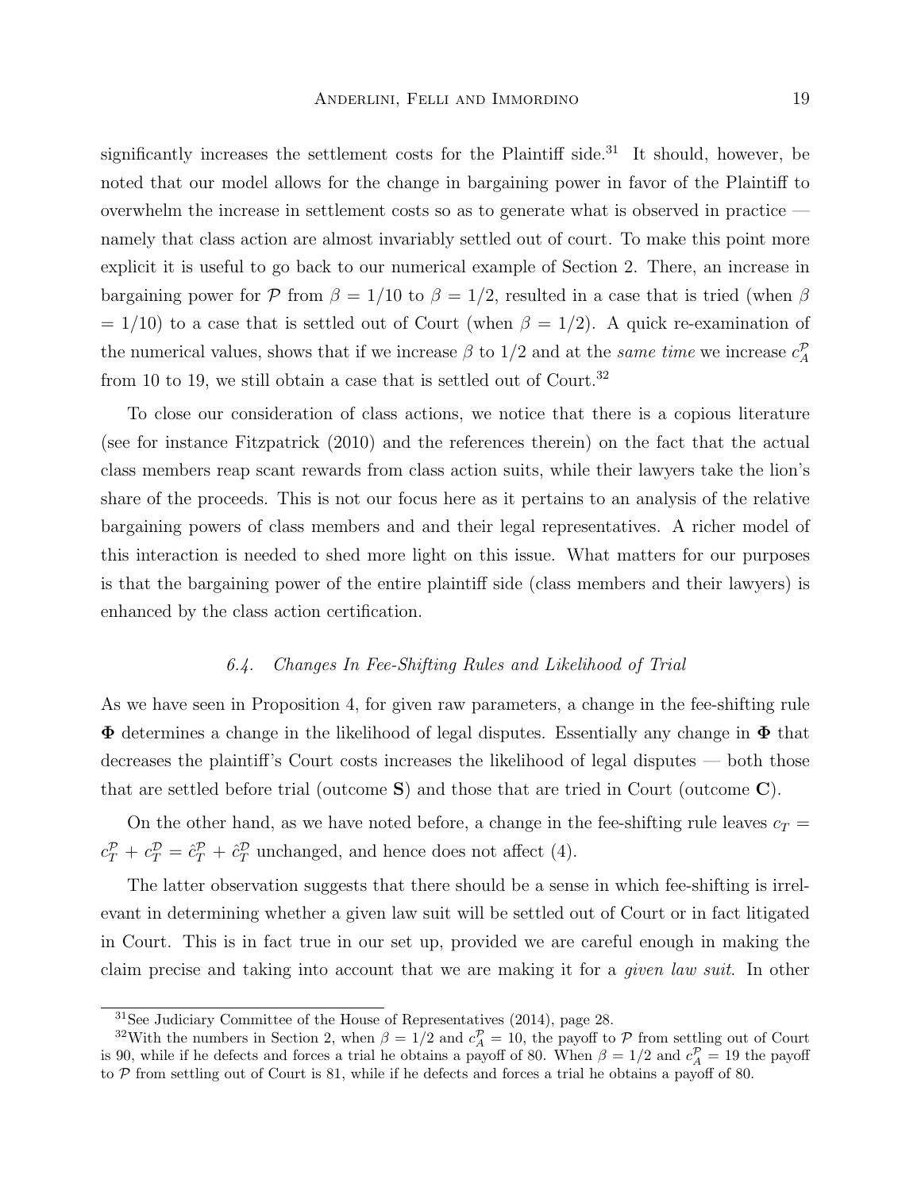significantly increases the settlement costs for the Plaintiff side.[31] It should, however, be noted that our model allows for the change in bargaining power in favor of the Plaintiff to overwhelm the increase in settlement costs so as to generate what is observed in practice — namely that class action are almost invariably settled out of court. To make this point more explicit it is useful to go back to our numerical example of Section 2. There, an increase in bargaining power for $\mathcal{P}$ from $\beta = 1/10$ to $\beta = 1/2$, resulted in a case that is tried (when $\beta = 1/10$) to a case that is settled out of Court (when $\beta = 1/2$). A quick re-examination of the numerical values, shows that if we increase $\beta$ to 1/2 and at the *same time* we increase $c_A^{\mathcal{P}}$ from 10 to 19, we still obtain a case that is settled out of Court.[32]

To close our consideration of class actions, we notice that there is a copious literature (see for instance Fitzpatrick (2010) and the references therein) on the fact that the actual class members reap scant rewards from class action suits, while their lawyers take the lion's share of the proceeds. This is not our focus here as it pertains to an analysis of the relative bargaining powers of class members and and their legal representatives. A richer model of this interaction is needed to shed more light on this issue. What matters for our purposes is that the bargaining power of the entire plaintiff side (class members and their lawyers) is enhanced by the class action certification.

### *6.4. Changes In Fee-Shifting Rules and Likelihood of Trial*

As we have seen in Proposition 4, for given raw parameters, a change in the fee-shifting rule $\mathbf{\Phi}$ determines a change in the likelihood of legal disputes. Essentially any change in $\mathbf{\Phi}$ that decreases the plaintiff's Court costs increases the likelihood of legal disputes — both those that are settled before trial (outcome **S**) and those that are tried in Court (outcome **C**).

On the other hand, as we have noted before, a change in the fee-shifting rule leaves $c_T = c_T^{\mathcal{P}} + c_T^{\mathcal{D}} = \hat{c}_T^{\mathcal{P}} + \hat{c}_T^{\mathcal{D}}$ unchanged, and hence does not affect (4).

The latter observation suggests that there should be a sense in which fee-shifting is irrelevant in determining whether a given law suit will be settled out of Court or in fact litigated in Court. This is in fact true in our set up, provided we are careful enough in making the claim precise and taking into account that we are making it for a *given law suit*. In other

[31] See Judiciary Committee of the House of Representatives (2014), page 28.

[32] With the numbers in Section 2, when $\beta = 1/2$ and $c_A^{\mathcal{P}} = 10$, the payoff to $\mathcal{P}$ from settling out of Court is 90, while if he defects and forces a trial he obtains a payoff of 80. When $\beta = 1/2$ and $c_A^{\mathcal{P}} = 19$ the payoff to $\mathcal{P}$ from settling out of Court is 81, while if he defects and forces a trial he obtains a payoff of 80.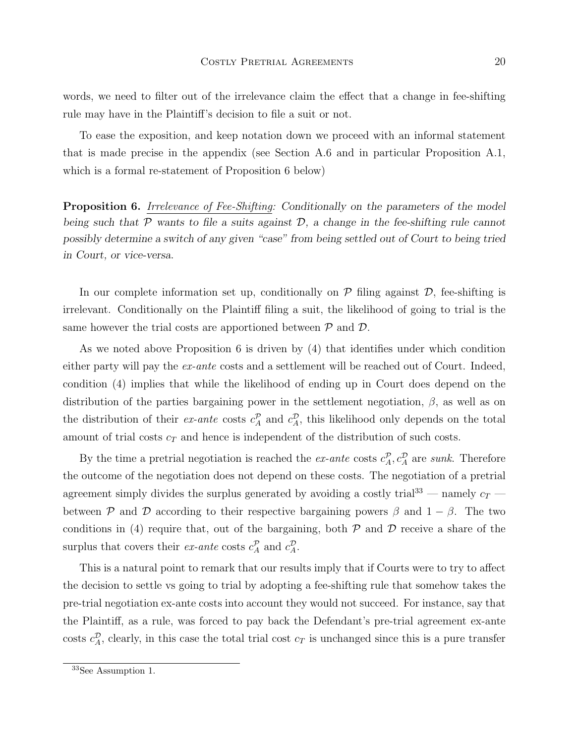words, we need to filter out of the irrelevance claim the effect that a change in fee-shifting rule may have in the Plaintiff's decision to file a suit or not.

To ease the exposition, and keep notation down we proceed with an informal statement that is made precise in the appendix (see Section A.6 and in particular Proposition A.1, which is a formal re-statement of Proposition 6 below)

**Proposition 6.** *Irrelevance of Fee-Shifting: Conditionally on the parameters of the model being such that $\mathcal{P}$ wants to file a suits against $\mathcal{D}$, a change in the fee-shifting rule cannot possibly determine a switch of any given "case" from being settled out of Court to being tried in Court, or vice-versa.*

In our complete information set up, conditionally on $\mathcal{P}$ filing against $\mathcal{D}$, fee-shifting is irrelevant. Conditionally on the Plaintiff filing a suit, the likelihood of going to trial is the same however the trial costs are apportioned between $\mathcal{P}$ and $\mathcal{D}$.

As we noted above Proposition 6 is driven by (4) that identifies under which condition either party will pay the *ex-ante* costs and a settlement will be reached out of Court. Indeed, condition (4) implies that while the likelihood of ending up in Court does depend on the distribution of the parties bargaining power in the settlement negotiation, $\beta$, as well as on the distribution of their *ex-ante* costs $c_A^{\mathcal{P}}$ and $c_A^{\mathcal{D}}$, this likelihood only depends on the total amount of trial costs $c_T$ and hence is independent of the distribution of such costs.

By the time a pretrial negotiation is reached the *ex-ante* costs $c_A^{\mathcal{P}}, c_A^{\mathcal{D}}$ are *sunk*. Therefore the outcome of the negotiation does not depend on these costs. The negotiation of a pretrial agreement simply divides the surplus generated by avoiding a costly trial[33] — namely $c_T$ — between $\mathcal{P}$ and $\mathcal{D}$ according to their respective bargaining powers $\beta$ and $1 - \beta$. The two conditions in (4) require that, out of the bargaining, both $\mathcal{P}$ and $\mathcal{D}$ receive a share of the surplus that covers their *ex-ante* costs $c_A^{\mathcal{P}}$ and $c_A^{\mathcal{D}}$.

This is a natural point to remark that our results imply that if Courts were to try to affect the decision to settle vs going to trial by adopting a fee-shifting rule that somehow takes the pre-trial negotiation ex-ante costs into account they would not succeed. For instance, say that the Plaintiff, as a rule, was forced to pay back the Defendant's pre-trial agreement ex-ante costs $c_A^{\mathcal{D}}$, clearly, in this case the total trial cost $c_T$ is unchanged since this is a pure transfer

[33] See Assumption 1.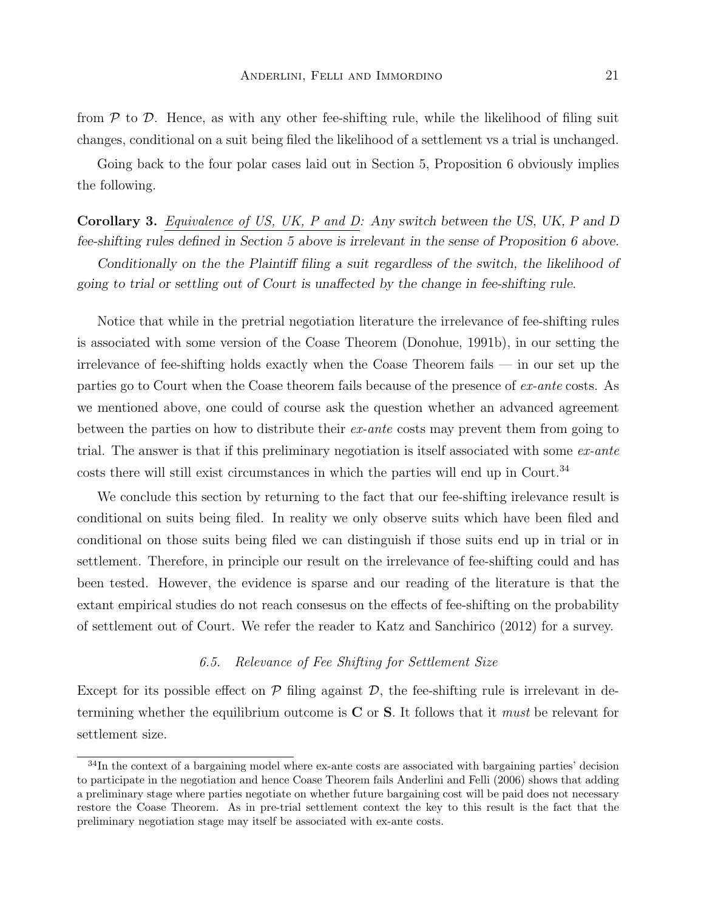from $\mathcal{P}$ to $\mathcal{D}$. Hence, as with any other fee-shifting rule, while the likelihood of filing suit changes, conditional on a suit being filed the likelihood of a settlement vs a trial is unchanged.

Going back to the four polar cases laid out in Section 5, Proposition 6 obviously implies the following.

**Corollary 3.** Equivalence of US, UK, P and D: *Any switch between the US, UK, P and D fee-shifting rules defined in Section 5 above is irrelevant in the sense of Proposition 6 above.*

*Conditionally on the the Plaintiff filing a suit regardless of the switch, the likelihood of going to trial or settling out of Court is unaffected by the change in fee-shifting rule.*

Notice that while in the pretrial negotiation literature the irrelevance of fee-shifting rules is associated with some version of the Coase Theorem (Donohue, 1991b), in our setting the irrelevance of fee-shifting holds exactly when the Coase Theorem fails — in our set up the parties go to Court when the Coase theorem fails because of the presence of *ex-ante* costs. As we mentioned above, one could of course ask the question whether an advanced agreement between the parties on how to distribute their *ex-ante* costs may prevent them from going to trial. The answer is that if this preliminary negotiation is itself associated with some *ex-ante* costs there will still exist circumstances in which the parties will end up in Court.[34]

We conclude this section by returning to the fact that our fee-shifting irelevance result is conditional on suits being filed. In reality we only observe suits which have been filed and conditional on those suits being filed we can distinguish if those suits end up in trial or in settlement. Therefore, in principle our result on the irrelevance of fee-shifting could and has been tested. However, the evidence is sparse and our reading of the literature is that the extant empirical studies do not reach consesus on the effects of fee-shifting on the probability of settlement out of Court. We refer the reader to Katz and Sanchirico (2012) for a survey.

### 6.5. *Relevance of Fee Shifting for Settlement Size*

Except for its possible effect on $\mathcal{P}$ filing against $\mathcal{D}$, the fee-shifting rule is irrelevant in determining whether the equilibrium outcome is **C** or **S**. It follows that it *must* be relevant for settlement size.

---

[34] In the context of a bargaining model where ex-ante costs are associated with bargaining parties' decision to participate in the negotiation and hence Coase Theorem fails Anderlini and Felli (2006) shows that adding a preliminary stage where parties negotiate on whether future bargaining cost will be paid does not necessary restore the Coase Theorem. As in pre-trial settlement context the key to this result is the fact that the preliminary negotiation stage may itself be associated with ex-ante costs.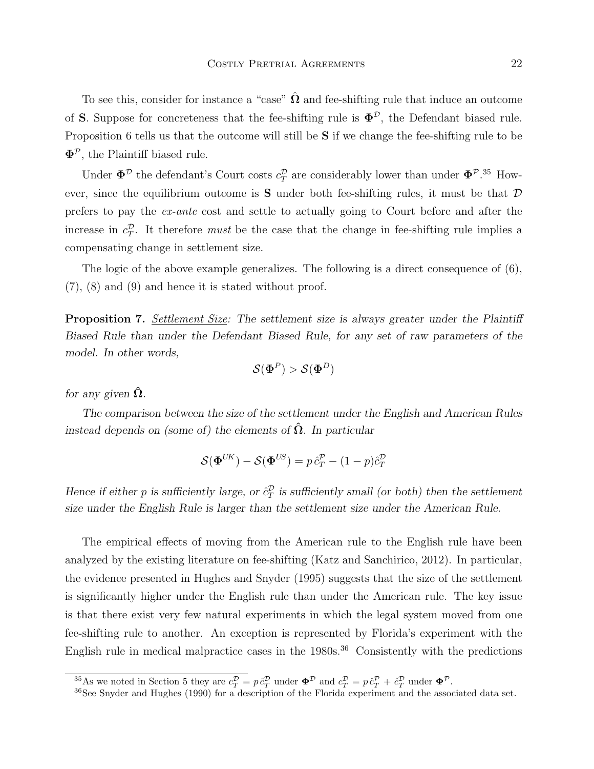To see this, consider for instance a "case" $\hat{\boldsymbol{\Omega}}$ and fee-shifting rule that induce an outcome of $\mathbf{S}$. Suppose for concreteness that the fee-shifting rule is $\boldsymbol{\Phi}^{\mathcal{D}}$, the Defendant biased rule. Proposition 6 tells us that the outcome will still be $\mathbf{S}$ if we change the fee-shifting rule to be $\boldsymbol{\Phi}^{\mathcal{P}}$, the Plaintiff biased rule.

Under $\boldsymbol{\Phi}^{\mathcal{D}}$ the defendant's Court costs $c_T^{\mathcal{D}}$ are considerably lower than under $\boldsymbol{\Phi}^{\mathcal{P}}$.[35] However, since the equilibrium outcome is $\mathbf{S}$ under both fee-shifting rules, it must be that $\mathcal{D}$ prefers to pay the *ex-ante* cost and settle to actually going to Court before and after the increase in $c_T^{\mathcal{D}}$. It therefore *must* be the case that the change in fee-shifting rule implies a compensating change in settlement size.

The logic of the above example generalizes. The following is a direct consequence of (6), (7), (8) and (9) and hence it is stated without proof.

**Proposition 7.** *<u>Settlement Size</u>: The settlement size is always greater under the Plaintiff Biased Rule than under the Defendant Biased Rule, for any set of raw parameters of the model. In other words,*

$$\mathcal{S}(\boldsymbol{\Phi}^{P}) > \mathcal{S}(\boldsymbol{\Phi}^{D})$$

*for any given $\hat{\boldsymbol{\Omega}}$.*

*The comparison between the size of the settlement under the English and American Rules instead depends on (some of) the elements of $\hat{\boldsymbol{\Omega}}$. In particular*

$$\mathcal{S}(\boldsymbol{\Phi}^{UK}) - \mathcal{S}(\boldsymbol{\Phi}^{US}) = p\,\hat{c}_T^{\mathcal{P}} - (1-p)\hat{c}_T^{\mathcal{D}}$$

*Hence if either $p$ is sufficiently large, or $\hat{c}_T^{\mathcal{D}}$ is sufficiently small (or both) then the settlement size under the English Rule is larger than the settlement size under the American Rule.*

The empirical effects of moving from the American rule to the English rule have been analyzed by the existing literature on fee-shifting (Katz and Sanchirico, 2012). In particular, the evidence presented in Hughes and Snyder (1995) suggests that the size of the settlement is significantly higher under the English rule than under the American rule. The key issue is that there exist very few natural experiments in which the legal system moved from one fee-shifting rule to another. An exception is represented by Florida's experiment with the English rule in medical malpractice cases in the 1980s.[36] Consistently with the predictions

[35] As we noted in Section 5 they are $c_T^{\mathcal{D}} = p\,\hat{c}_T^{\mathcal{D}}$ under $\boldsymbol{\Phi}^{\mathcal{D}}$ and $c_T^{\mathcal{D}} = p\,\hat{c}_T^{\mathcal{P}} + \hat{c}_T^{\mathcal{D}}$ under $\boldsymbol{\Phi}^{\mathcal{P}}$.

[36] See Snyder and Hughes (1990) for a description of the Florida experiment and the associated data set.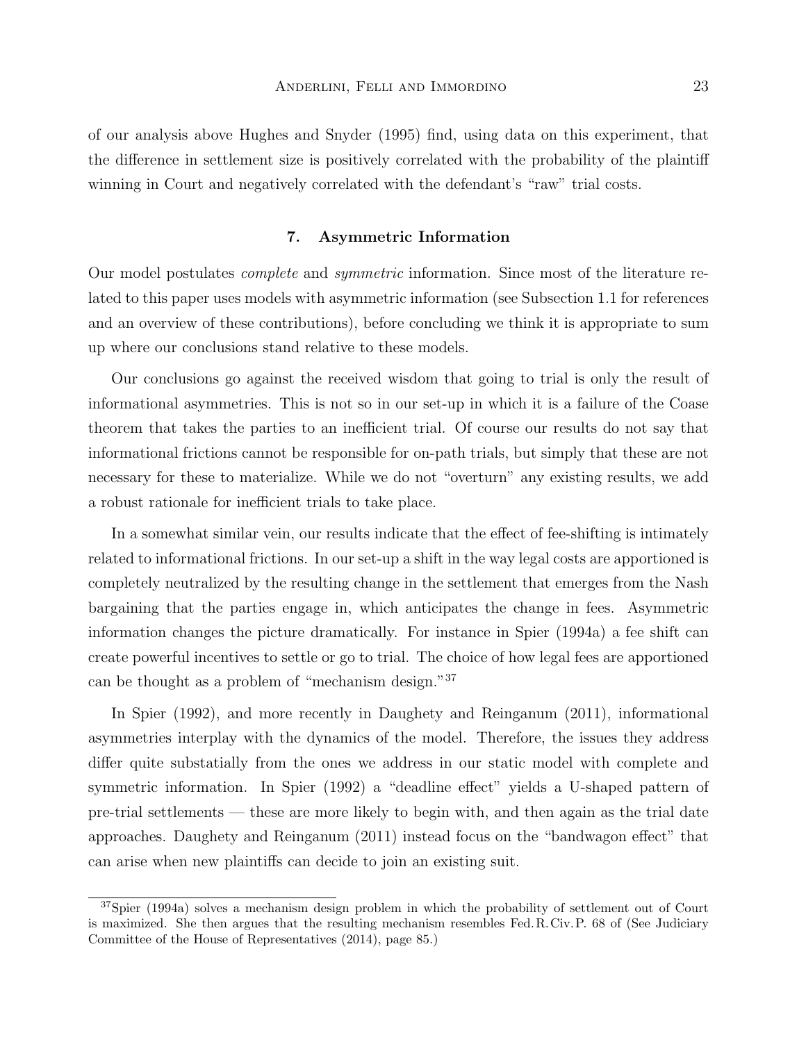of our analysis above Hughes and Snyder (1995) find, using data on this experiment, that the difference in settlement size is positively correlated with the probability of the plaintiff winning in Court and negatively correlated with the defendant's "raw" trial costs.

## 7. Asymmetric Information

Our model postulates *complete* and *symmetric* information. Since most of the literature related to this paper uses models with asymmetric information (see Subsection 1.1 for references and an overview of these contributions), before concluding we think it is appropriate to sum up where our conclusions stand relative to these models.

Our conclusions go against the received wisdom that going to trial is only the result of informational asymmetries. This is not so in our set-up in which it is a failure of the Coase theorem that takes the parties to an inefficient trial. Of course our results do not say that informational frictions cannot be responsible for on-path trials, but simply that these are not necessary for these to materialize. While we do not "overturn" any existing results, we add a robust rationale for inefficient trials to take place.

In a somewhat similar vein, our results indicate that the effect of fee-shifting is intimately related to informational frictions. In our set-up a shift in the way legal costs are apportioned is completely neutralized by the resulting change in the settlement that emerges from the Nash bargaining that the parties engage in, which anticipates the change in fees. Asymmetric information changes the picture dramatically. For instance in Spier (1994a) a fee shift can create powerful incentives to settle or go to trial. The choice of how legal fees are apportioned can be thought as a problem of "mechanism design."[37]

In Spier (1992), and more recently in Daughety and Reinganum (2011), informational asymmetries interplay with the dynamics of the model. Therefore, the issues they address differ quite substatially from the ones we address in our static model with complete and symmetric information. In Spier (1992) a "deadline effect" yields a U-shaped pattern of pre-trial settlements — these are more likely to begin with, and then again as the trial date approaches. Daughety and Reinganum (2011) instead focus on the "bandwagon effect" that can arise when new plaintiffs can decide to join an existing suit.

[37] Spier (1994a) solves a mechanism design problem in which the probability of settlement out of Court is maximized. She then argues that the resulting mechanism resembles Fed. R. Civ. P. 68 of (See Judiciary Committee of the House of Representatives (2014), page 85.)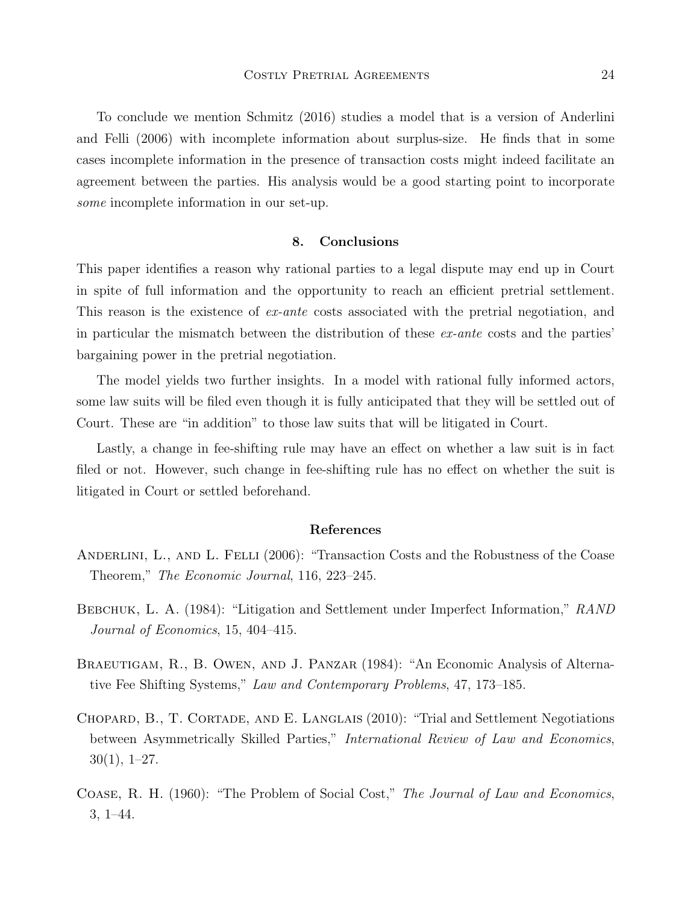To conclude we mention Schmitz (2016) studies a model that is a version of Anderlini and Felli (2006) with incomplete information about surplus-size. He finds that in some cases incomplete information in the presence of transaction costs might indeed facilitate an agreement between the parties. His analysis would be a good starting point to incorporate *some* incomplete information in our set-up.

## 8. Conclusions

This paper identifies a reason why rational parties to a legal dispute may end up in Court in spite of full information and the opportunity to reach an efficient pretrial settlement. This reason is the existence of *ex-ante* costs associated with the pretrial negotiation, and in particular the mismatch between the distribution of these *ex-ante* costs and the parties' bargaining power in the pretrial negotiation.

The model yields two further insights. In a model with rational fully informed actors, some law suits will be filed even though it is fully anticipated that they will be settled out of Court. These are "in addition" to those law suits that will be litigated in Court.

Lastly, a change in fee-shifting rule may have an effect on whether a law suit is in fact filed or not. However, such change in fee-shifting rule has no effect on whether the suit is litigated in Court or settled beforehand.

## References

Anderlini, L., and L. Felli (2006): "Transaction Costs and the Robustness of the Coase Theorem," *The Economic Journal*, 116, 223–245.

Bebchuk, L. A. (1984): "Litigation and Settlement under Imperfect Information," *RAND Journal of Economics*, 15, 404–415.

Braeutigam, R., B. Owen, and J. Panzar (1984): "An Economic Analysis of Alternative Fee Shifting Systems," *Law and Contemporary Problems*, 47, 173–185.

Chopard, B., T. Cortade, and E. Langlais (2010): "Trial and Settlement Negotiations between Asymmetrically Skilled Parties," *International Review of Law and Economics*, 30(1), 1–27.

Coase, R. H. (1960): "The Problem of Social Cost," *The Journal of Law and Economics*, 3, 1–44.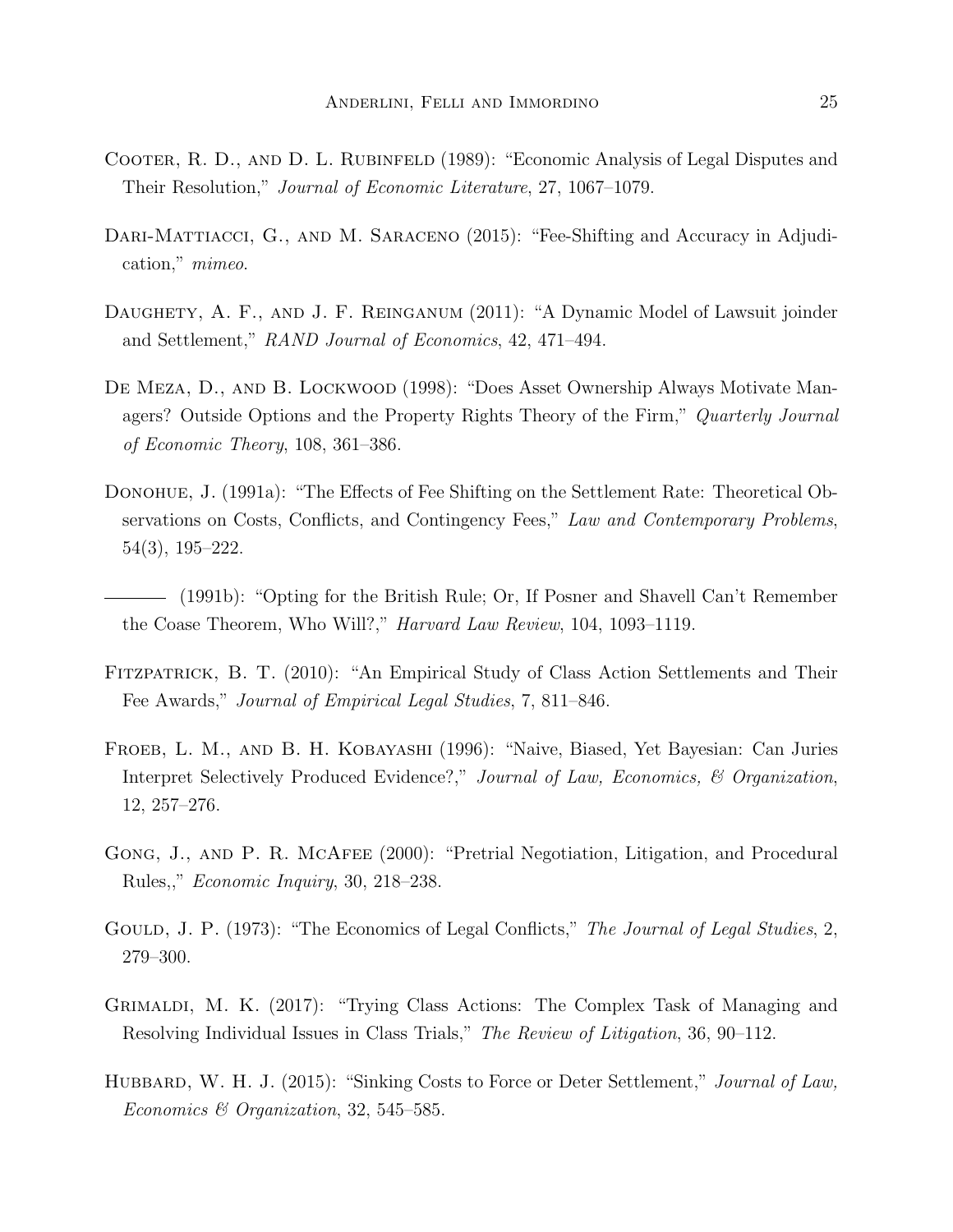Cooter, R. D., and D. L. Rubinfeld (1989): "Economic Analysis of Legal Disputes and Their Resolution," *Journal of Economic Literature*, 27, 1067–1079.

Dari-Mattiacci, G., and M. Saraceno (2015): "Fee-Shifting and Accuracy in Adjudication," *mimeo*.

Daughety, A. F., and J. F. Reinganum (2011): "A Dynamic Model of Lawsuit joinder and Settlement," *RAND Journal of Economics*, 42, 471–494.

De Meza, D., and B. Lockwood (1998): "Does Asset Ownership Always Motivate Managers? Outside Options and the Property Rights Theory of the Firm," *Quarterly Journal of Economic Theory*, 108, 361–386.

Donohue, J. (1991a): "The Effects of Fee Shifting on the Settlement Rate: Theoretical Observations on Costs, Conflicts, and Contingency Fees," *Law and Contemporary Problems*, 54(3), 195–222.

——— (1991b): "Opting for the British Rule; Or, If Posner and Shavell Can't Remember the Coase Theorem, Who Will?," *Harvard Law Review*, 104, 1093–1119.

Fitzpatrick, B. T. (2010): "An Empirical Study of Class Action Settlements and Their Fee Awards," *Journal of Empirical Legal Studies*, 7, 811–846.

Froeb, L. M., and B. H. Kobayashi (1996): "Naive, Biased, Yet Bayesian: Can Juries Interpret Selectively Produced Evidence?," *Journal of Law, Economics, & Organization*, 12, 257–276.

Gong, J., and P. R. McAfee (2000): "Pretrial Negotiation, Litigation, and Procedural Rules,," *Economic Inquiry*, 30, 218–238.

Gould, J. P. (1973): "The Economics of Legal Conflicts," *The Journal of Legal Studies*, 2, 279–300.

Grimaldi, M. K. (2017): "Trying Class Actions: The Complex Task of Managing and Resolving Individual Issues in Class Trials," *The Review of Litigation*, 36, 90–112.

Hubbard, W. H. J. (2015): "Sinking Costs to Force or Deter Settlement," *Journal of Law, Economics & Organization*, 32, 545–585.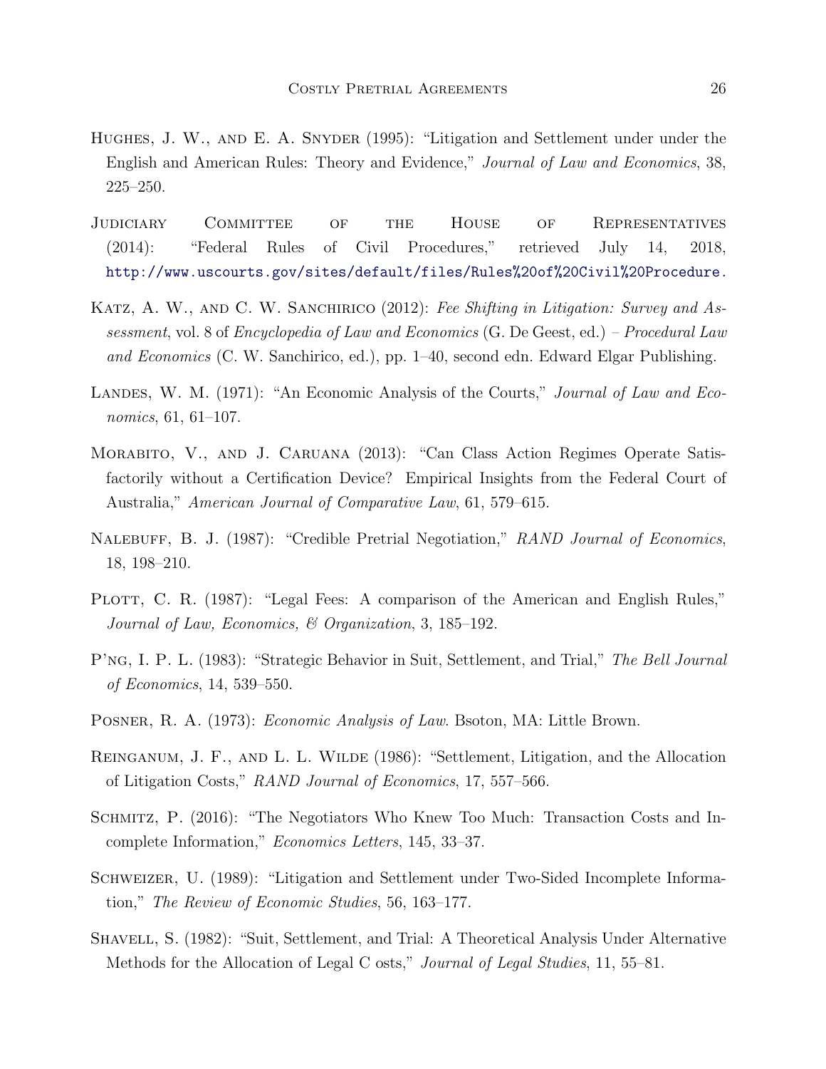Hughes, J. W., and E. A. Snyder (1995): "Litigation and Settlement under under the English and American Rules: Theory and Evidence," *Journal of Law and Economics*, 38, 225–250.

Judiciary Committee of the House of Representatives (2014): "Federal Rules of Civil Procedures," retrieved July 14, 2018, http://www.uscourts.gov/sites/default/files/Rules%20of%20Civil%20Procedure.

Katz, A. W., and C. W. Sanchirico (2012): *Fee Shifting in Litigation: Survey and Assessment*, vol. 8 of *Encyclopedia of Law and Economics* (G. De Geest, ed.) – *Procedural Law and Economics* (C. W. Sanchirico, ed.), pp. 1–40, second edn. Edward Elgar Publishing.

Landes, W. M. (1971): "An Economic Analysis of the Courts," *Journal of Law and Economics*, 61, 61–107.

Morabito, V., and J. Caruana (2013): "Can Class Action Regimes Operate Satisfactorily without a Certification Device? Empirical Insights from the Federal Court of Australia," *American Journal of Comparative Law*, 61, 579–615.

Nalebuff, B. J. (1987): "Credible Pretrial Negotiation," *RAND Journal of Economics*, 18, 198–210.

Plott, C. R. (1987): "Legal Fees: A comparison of the American and English Rules," *Journal of Law, Economics, & Organization*, 3, 185–192.

P'ng, I. P. L. (1983): "Strategic Behavior in Suit, Settlement, and Trial," *The Bell Journal of Economics*, 14, 539–550.

Posner, R. A. (1973): *Economic Analysis of Law*. Bsoton, MA: Little Brown.

Reinganum, J. F., and L. L. Wilde (1986): "Settlement, Litigation, and the Allocation of Litigation Costs," *RAND Journal of Economics*, 17, 557–566.

Schmitz, P. (2016): "The Negotiators Who Knew Too Much: Transaction Costs and Incomplete Information," *Economics Letters*, 145, 33–37.

Schweizer, U. (1989): "Litigation and Settlement under Two-Sided Incomplete Information," *The Review of Economic Studies*, 56, 163–177.

Shavell, S. (1982): "Suit, Settlement, and Trial: A Theoretical Analysis Under Alternative Methods for the Allocation of Legal C osts," *Journal of Legal Studies*, 11, 55–81.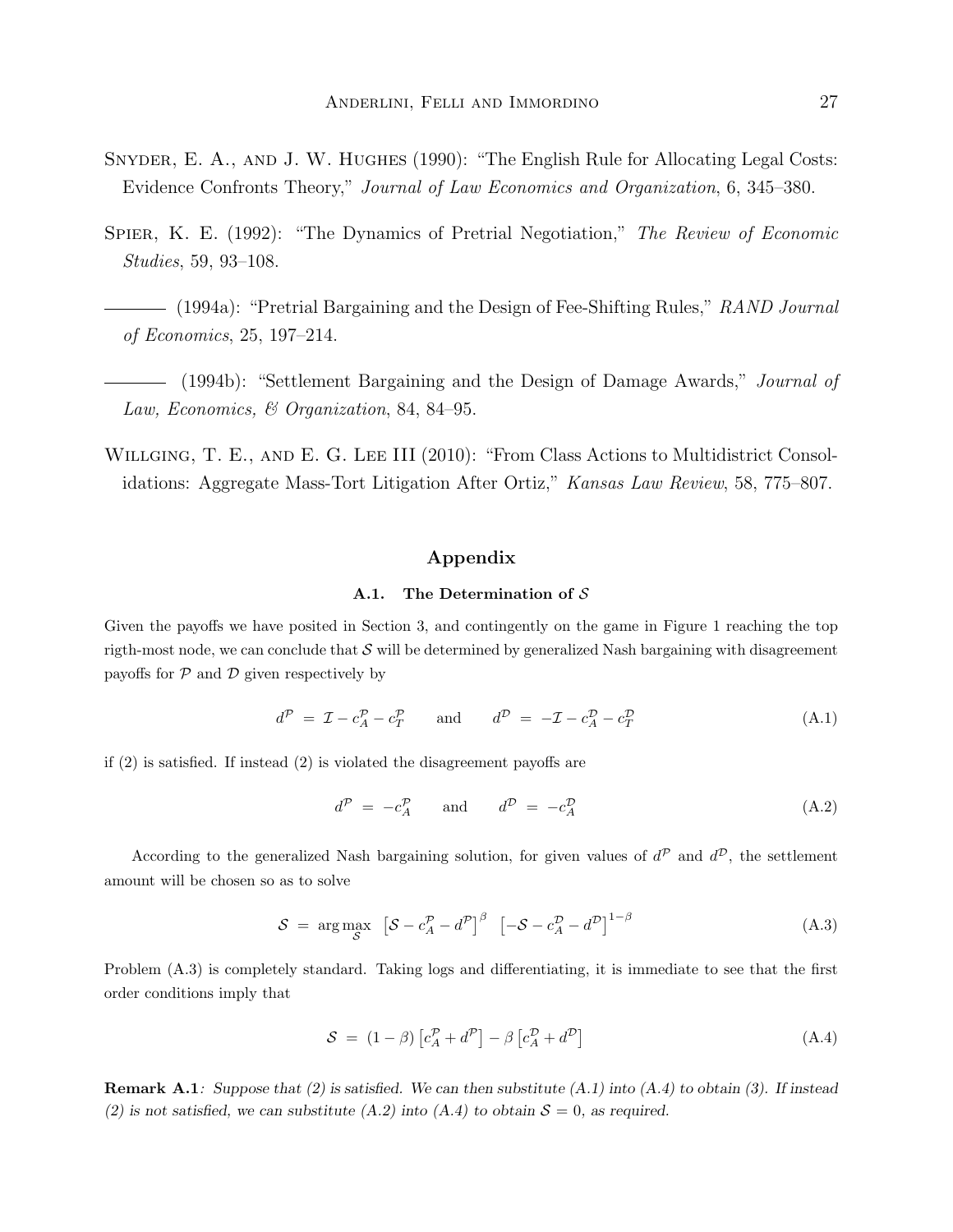Snyder, E. A., and J. W. Hughes (1990): "The English Rule for Allocating Legal Costs: Evidence Confronts Theory," *Journal of Law Economics and Organization*, 6, 345–380.

Spier, K. E. (1992): "The Dynamics of Pretrial Negotiation," *The Review of Economic Studies*, 59, 93–108.

——— (1994a): "Pretrial Bargaining and the Design of Fee-Shifting Rules," *RAND Journal of Economics*, 25, 197–214.

——— (1994b): "Settlement Bargaining and the Design of Damage Awards," *Journal of Law, Economics, & Organization*, 84, 84–95.

Willging, T. E., and E. G. Lee III (2010): "From Class Actions to Multidistrict Consolidations: Aggregate Mass-Tort Litigation After Ortiz," *Kansas Law Review*, 58, 775–807.

## Appendix

### A.1. The Determination of $\mathcal{S}$

Given the payoffs we have posited in Section 3, and contingently on the game in Figure 1 reaching the top rigth-most node, we can conclude that $\mathcal{S}$ will be determined by generalized Nash bargaining with disagreement payoffs for $\mathcal{P}$ and $\mathcal{D}$ given respectively by

$$d^{\mathcal{P}} = \mathcal{I} - c_A^{\mathcal{P}} - c_T^{\mathcal{P}} \qquad \text{and} \qquad d^{\mathcal{D}} = -\mathcal{I} - c_A^{\mathcal{D}} - c_T^{\mathcal{D}} \tag{A.1}$$

if (2) is satisfied. If instead (2) is violated the disagreement payoffs are

$$d^{\mathcal{P}} = -c_A^{\mathcal{P}} \qquad \text{and} \qquad d^{\mathcal{D}} = -c_A^{\mathcal{D}} \tag{A.2}$$

According to the generalized Nash bargaining solution, for given values of $d^{\mathcal{P}}$ and $d^{\mathcal{D}}$, the settlement amount will be chosen so as to solve

$$\mathcal{S} = \arg\max_{\mathcal{S}} \; \left[\mathcal{S} - c_A^{\mathcal{P}} - d^{\mathcal{P}}\right]^{\beta} \; \left[-\mathcal{S} - c_A^{\mathcal{D}} - d^{\mathcal{D}}\right]^{1-\beta} \tag{A.3}$$

Problem (A.3) is completely standard. Taking logs and differentiating, it is immediate to see that the first order conditions imply that

$$\mathcal{S} = (1-\beta)\left[c_A^{\mathcal{P}} + d^{\mathcal{P}}\right] - \beta\left[c_A^{\mathcal{D}} + d^{\mathcal{D}}\right] \tag{A.4}$$

**Remark A.1**: *Suppose that (2) is satisfied. We can then substitute (A.1) into (A.4) to obtain (3). If instead (2) is not satisfied, we can substitute (A.2) into (A.4) to obtain $\mathcal{S} = 0$, as required.*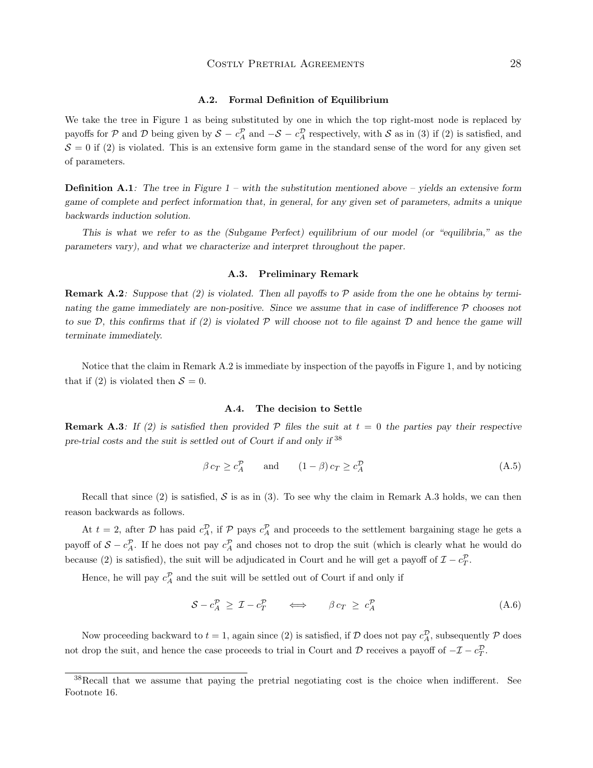### A.2. Formal Definition of Equilibrium

We take the tree in Figure 1 as being substituted by one in which the top right-most node is replaced by payoffs for $\mathcal{P}$ and $\mathcal{D}$ being given by $\mathcal{S} - c_A^{\mathcal{P}}$ and $-\mathcal{S} - c_A^{\mathcal{D}}$ respectively, with $\mathcal{S}$ as in (3) if (2) is satisfied, and $\mathcal{S} = 0$ if (2) is violated. This is an extensive form game in the standard sense of the word for any given set of parameters.

**Definition A.1**: *The tree in Figure 1 – with the substitution mentioned above – yields an extensive form game of complete and perfect information that, in general, for any given set of parameters, admits a unique backwards induction solution.*

*This is what we refer to as the (Subgame Perfect) equilibrium of our model (or "equilibria," as the parameters vary), and what we characterize and interpret throughout the paper.*

### A.3. Preliminary Remark

**Remark A.2**: *Suppose that (2) is violated. Then all payoffs to $\mathcal{P}$ aside from the one he obtains by terminating the game immediately are non-positive. Since we assume that in case of indifference $\mathcal{P}$ chooses not to sue $\mathcal{D}$, this confirms that if (2) is violated $\mathcal{P}$ will choose not to file against $\mathcal{D}$ and hence the game will terminate immediately.*

Notice that the claim in Remark A.2 is immediate by inspection of the payoffs in Figure 1, and by noticing that if (2) is violated then $\mathcal{S} = 0$.

### A.4. The decision to Settle

**Remark A.3**: *If (2) is satisfied then provided $\mathcal{P}$ files the suit at $t = 0$ the parties pay their respective pre-trial costs and the suit is settled out of Court if and only if* [38]

$$\beta\, c_T \geq c_A^{\mathcal{P}} \qquad \text{and} \qquad (1-\beta)\, c_T \geq c_A^{\mathcal{D}} \tag{A.5}$$

Recall that since (2) is satisfied, $\mathcal{S}$ is as in (3). To see why the claim in Remark A.3 holds, we can then reason backwards as follows.

At $t = 2$, after $\mathcal{D}$ has paid $c_A^{\mathcal{D}}$, if $\mathcal{P}$ pays $c_A^{\mathcal{P}}$ and proceeds to the settlement bargaining stage he gets a payoff of $\mathcal{S} - c_A^{\mathcal{P}}$. If he does not pay $c_A^{\mathcal{P}}$ and choses not to drop the suit (which is clearly what he would do because (2) is satisfied), the suit will be adjudicated in Court and he will get a payoff of $\mathcal{I} - c_T^{\mathcal{P}}$.

Hence, he will pay $c_A^{\mathcal{P}}$ and the suit will be settled out of Court if and only if

$$\mathcal{S} - c_A^{\mathcal{P}} \;\geq\; \mathcal{I} - c_T^{\mathcal{P}} \qquad \Longleftrightarrow \qquad \beta\, c_T \;\geq\; c_A^{\mathcal{P}} \tag{A.6}$$

Now proceeding backward to $t = 1$, again since (2) is satisfied, if $\mathcal{D}$ does not pay $c_A^{\mathcal{D}}$, subsequently $\mathcal{P}$ does not drop the suit, and hence the case proceeds to trial in Court and $\mathcal{D}$ receives a payoff of $-\mathcal{I} - c_T^{\mathcal{D}}$.

---

[38] Recall that we assume that paying the pretrial negotiating cost is the choice when indifferent. See Footnote 16.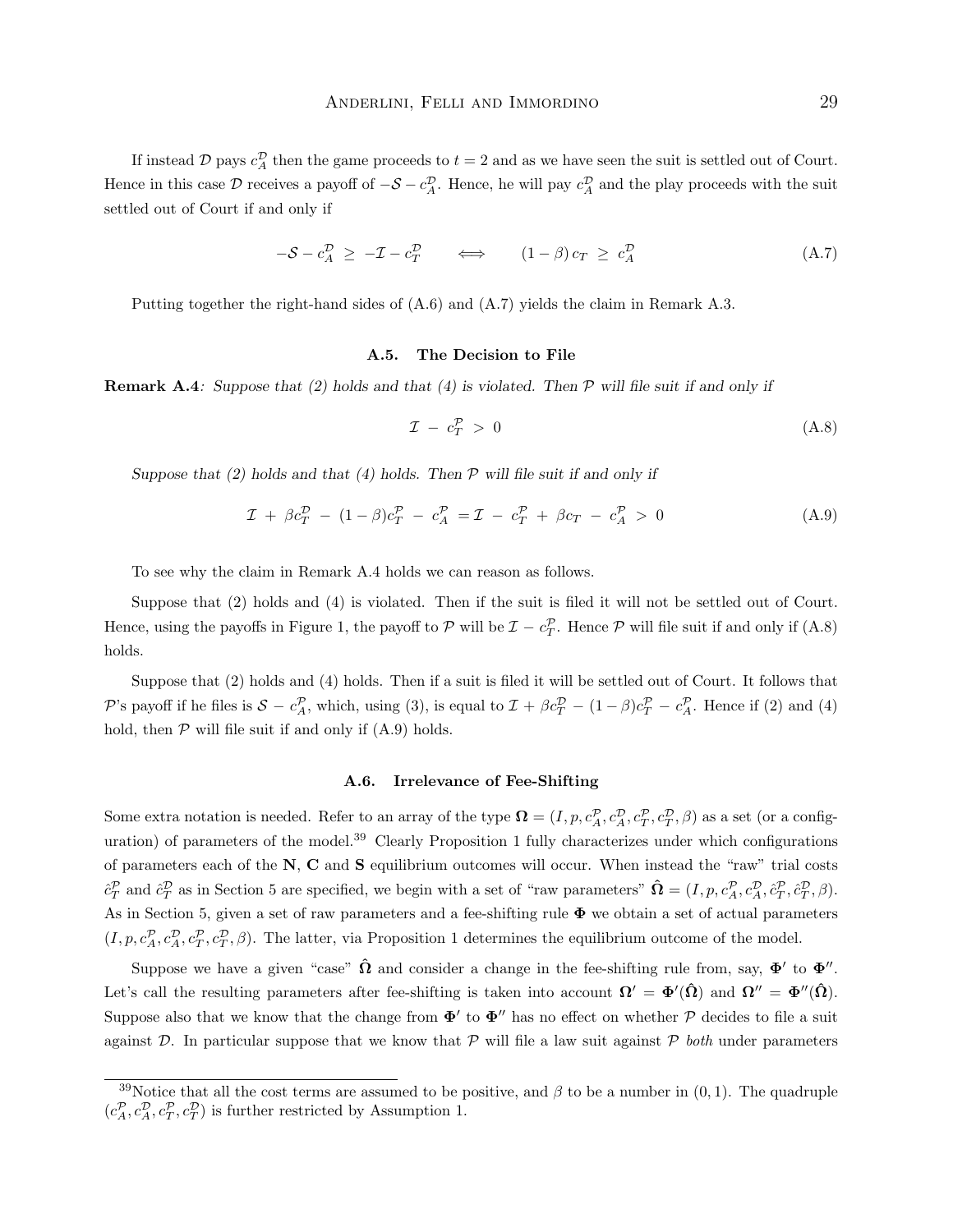If instead $\mathcal{D}$ pays $c_A^{\mathcal{D}}$ then the game proceeds to $t = 2$ and as we have seen the suit is settled out of Court. Hence in this case $\mathcal{D}$ receives a payoff of $-\mathcal{S} - c_A^{\mathcal{D}}$. Hence, he will pay $c_A^{\mathcal{D}}$ and the play proceeds with the suit settled out of Court if and only if

$$-\mathcal{S} - c_A^{\mathcal{D}} \ \geq \ -\mathcal{I} - c_T^{\mathcal{D}} \qquad \Longleftrightarrow \qquad (1-\beta)\, c_T \ \geq \ c_A^{\mathcal{D}} \tag{A.7}$$

Putting together the right-hand sides of (A.6) and (A.7) yields the claim in Remark A.3.

### A.5. The Decision to File

**Remark A.4**: *Suppose that (2) holds and that (4) is violated. Then $\mathcal{P}$ will file suit if and only if*

$$\mathcal{I} \ - \ c_T^{\mathcal{P}} \ > \ 0 \tag{A.8}$$

*Suppose that (2) holds and that (4) holds. Then $\mathcal{P}$ will file suit if and only if*

$$\mathcal{I} \ + \ \beta c_T^{\mathcal{D}} \ - \ (1-\beta) c_T^{\mathcal{P}} \ - \ c_A^{\mathcal{P}} \ = \mathcal{I} \ - \ c_T^{\mathcal{P}} \ + \ \beta c_T \ - \ c_A^{\mathcal{P}} \ > \ 0 \tag{A.9}$$

To see why the claim in Remark A.4 holds we can reason as follows.

Suppose that (2) holds and (4) is violated. Then if the suit is filed it will not be settled out of Court. Hence, using the payoffs in Figure 1, the payoff to $\mathcal{P}$ will be $\mathcal{I} - c_T^{\mathcal{P}}$. Hence $\mathcal{P}$ will file suit if and only if (A.8) holds.

Suppose that (2) holds and (4) holds. Then if a suit is filed it will be settled out of Court. It follows that $\mathcal{P}$'s payoff if he files is $\mathcal{S} - c_A^{\mathcal{P}}$, which, using (3), is equal to $\mathcal{I} + \beta c_T^{\mathcal{D}} - (1-\beta) c_T^{\mathcal{P}} - c_A^{\mathcal{P}}$. Hence if (2) and (4) hold, then $\mathcal{P}$ will file suit if and only if (A.9) holds.

### A.6. Irrelevance of Fee-Shifting

Some extra notation is needed. Refer to an array of the type $\mathbf{\Omega} = (I, p, c_A^{\mathcal{P}}, c_A^{\mathcal{D}}, c_T^{\mathcal{P}}, c_T^{\mathcal{D}}, \beta)$ as a set (or a configuration) of parameters of the model.[39] Clearly Proposition 1 fully characterizes under which configurations of parameters each of the **N**, **C** and **S** equilibrium outcomes will occur. When instead the "raw" trial costs $\hat{c}_T^{\mathcal{P}}$ and $\hat{c}_T^{\mathcal{D}}$ as in Section 5 are specified, we begin with a set of "raw parameters" $\hat{\mathbf{\Omega}} = (I, p, c_A^{\mathcal{P}}, c_A^{\mathcal{D}}, \hat{c}_T^{\mathcal{P}}, \hat{c}_T^{\mathcal{D}}, \beta)$. As in Section 5, given a set of raw parameters and a fee-shifting rule $\mathbf{\Phi}$ we obtain a set of actual parameters $(I, p, c_A^{\mathcal{P}}, c_A^{\mathcal{D}}, c_T^{\mathcal{P}}, c_T^{\mathcal{D}}, \beta)$. The latter, via Proposition 1 determines the equilibrium outcome of the model.

Suppose we have a given "case" $\hat{\mathbf{\Omega}}$ and consider a change in the fee-shifting rule from, say, $\mathbf{\Phi}'$ to $\mathbf{\Phi}''$. Let's call the resulting parameters after fee-shifting is taken into account $\mathbf{\Omega}' = \mathbf{\Phi}'(\hat{\mathbf{\Omega}})$ and $\mathbf{\Omega}'' = \mathbf{\Phi}''(\hat{\mathbf{\Omega}})$. Suppose also that we know that the change from $\mathbf{\Phi}'$ to $\mathbf{\Phi}''$ has no effect on whether $\mathcal{P}$ decides to file a suit against $\mathcal{D}$. In particular suppose that we know that $\mathcal{P}$ will file a law suit against $\mathcal{P}$ *both* under parameters

[39] Notice that all the cost terms are assumed to be positive, and $\beta$ to be a number in $(0, 1)$. The quadruple $(c_A^{\mathcal{P}}, c_A^{\mathcal{D}}, c_T^{\mathcal{P}}, c_T^{\mathcal{D}})$ is further restricted by Assumption 1.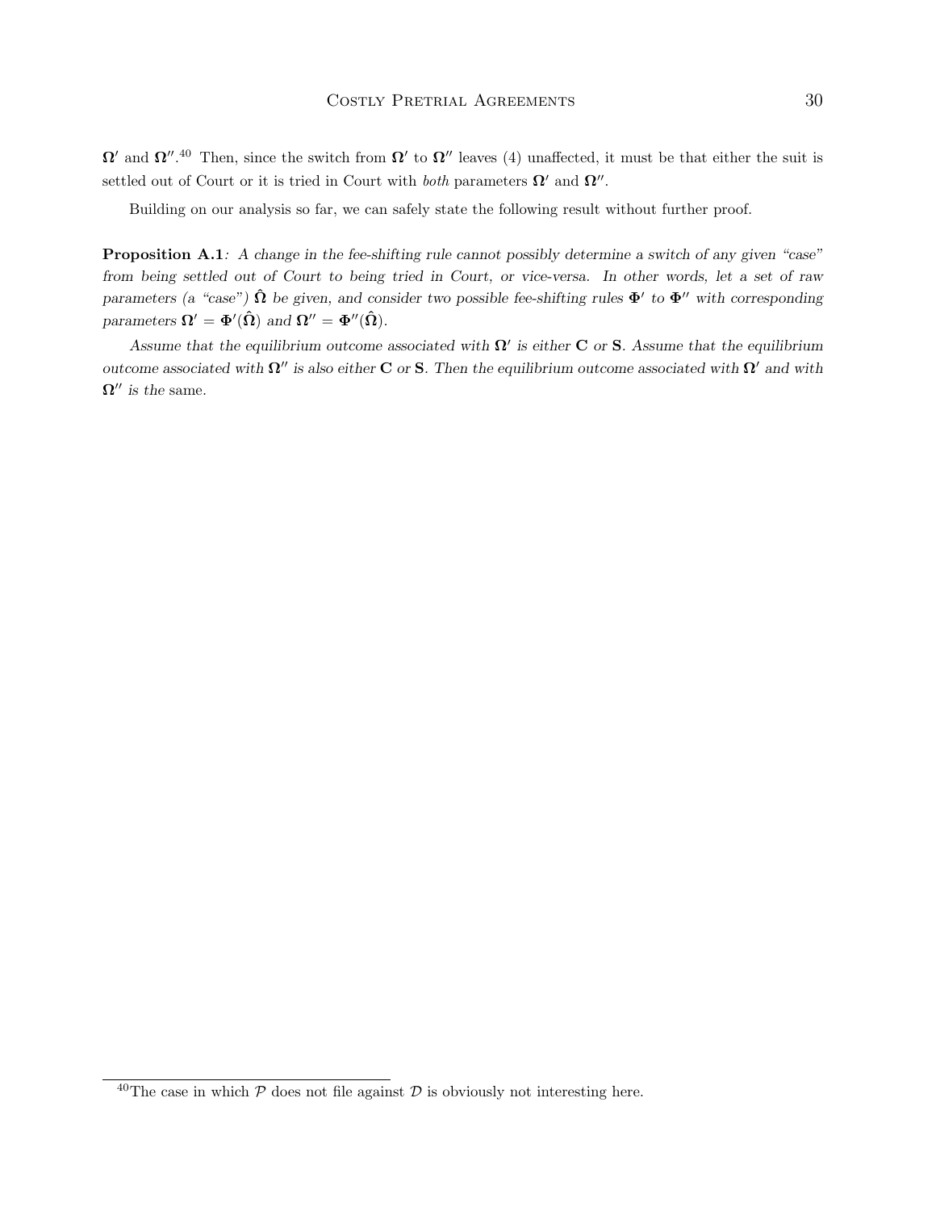$\mathbf{\Omega}'$ and $\mathbf{\Omega}''$.[40] Then, since the switch from $\mathbf{\Omega}'$ to $\mathbf{\Omega}''$ leaves (4) unaffected, it must be that either the suit is settled out of Court or it is tried in Court with *both* parameters $\mathbf{\Omega}'$ and $\mathbf{\Omega}''$.

Building on our analysis so far, we can safely state the following result without further proof.

**Proposition A.1**: *A change in the fee-shifting rule cannot possibly determine a switch of any given "case" from being settled out of Court to being tried in Court, or vice-versa. In other words, let a set of raw parameters (a "case") $\hat{\mathbf{\Omega}}$ be given, and consider two possible fee-shifting rules $\mathbf{\Phi}'$ to $\mathbf{\Phi}''$ with corresponding parameters $\mathbf{\Omega}' = \mathbf{\Phi}'(\hat{\mathbf{\Omega}})$ and $\mathbf{\Omega}'' = \mathbf{\Phi}''(\hat{\mathbf{\Omega}})$.*

*Assume that the equilibrium outcome associated with $\mathbf{\Omega}'$ is either $\mathbf{C}$ or $\mathbf{S}$. Assume that the equilibrium outcome associated with $\mathbf{\Omega}''$ is also either $\mathbf{C}$ or $\mathbf{S}$. Then the equilibrium outcome associated with $\mathbf{\Omega}'$ and with $\mathbf{\Omega}''$ is the* same.

[40] The case in which $\mathcal{P}$ does not file against $\mathcal{D}$ is obviously not interesting here.